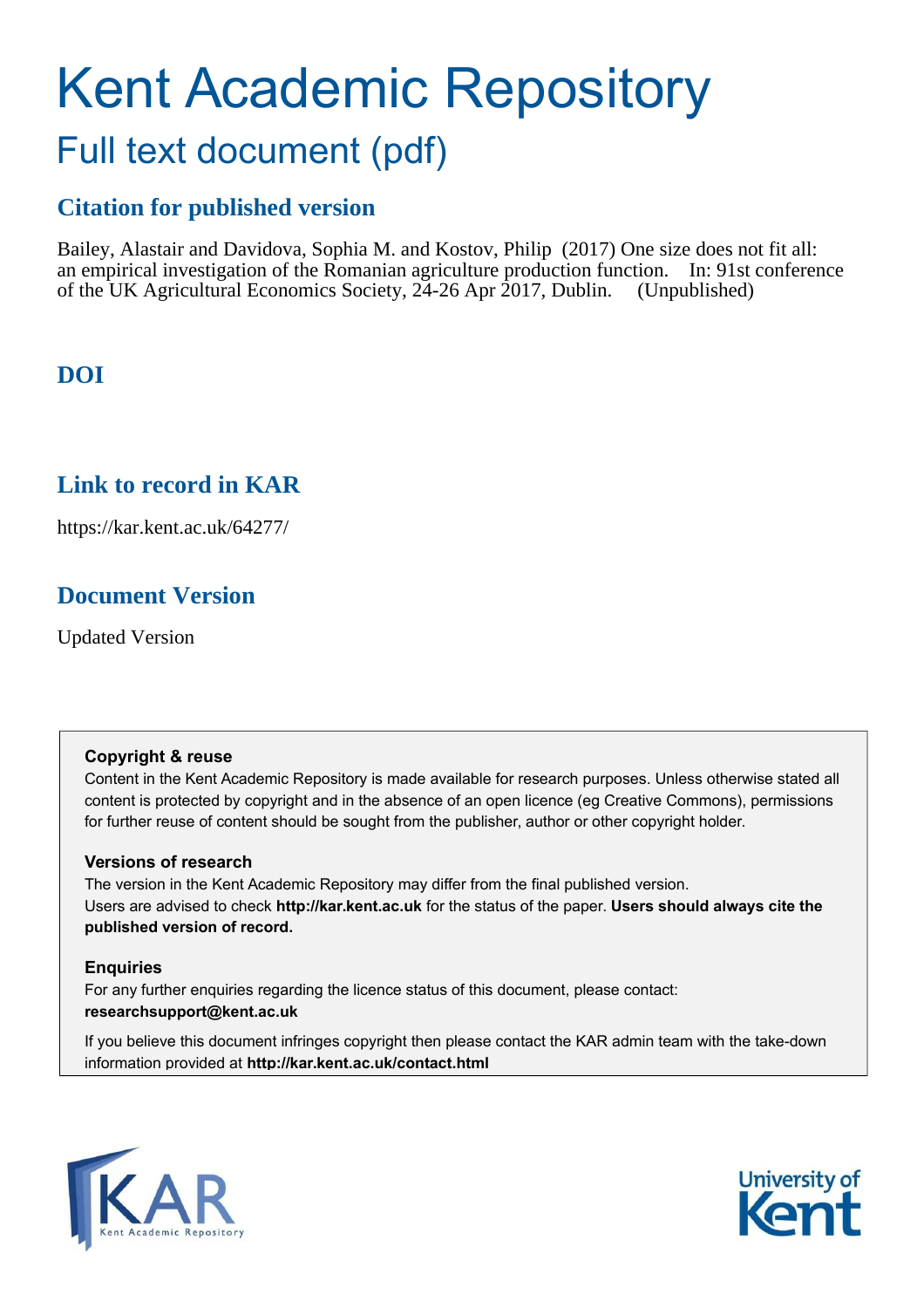# Kent Academic Repository

## Full text document (pdf)

### Citation for published version

Bailey, Alastair and Davidova, Sophia M. and Kostov, Philip (2017) One size does not fit all: an empirical investigation of the Romanian agriculture production function. In: 91st conference of the UK Agricultural Economics Society, 24-26 Apr 2017, Dublin. (Unpublished)

### DOI

### Link to record in KAR

https://kar.kent.ac.uk/64277/

### Document Version

Updated Version

**Copyright & reuse**

Content in the Kent Academic Repository is made available for research purposes. Unless otherwise stated all content is protected by copyright and in the absence of an open licence (eg Creative Commons), permissions for further reuse of content should be sought from the publisher, author or other copyright holder.

**Versions of research**

The version in the Kent Academic Repository may differ from the final published version. Users are advised to check **http://kar.kent.ac.uk** for the status of the paper. **Users should always cite the published version of record.**

**Enquiries**

For any further enquiries regarding the licence status of this document, please contact: **researchsupport@kent.ac.uk**

If you believe this document infringes copyright then please contact the KAR admin team with the take-down information provided at **http://kar.kent.ac.uk/contact.html**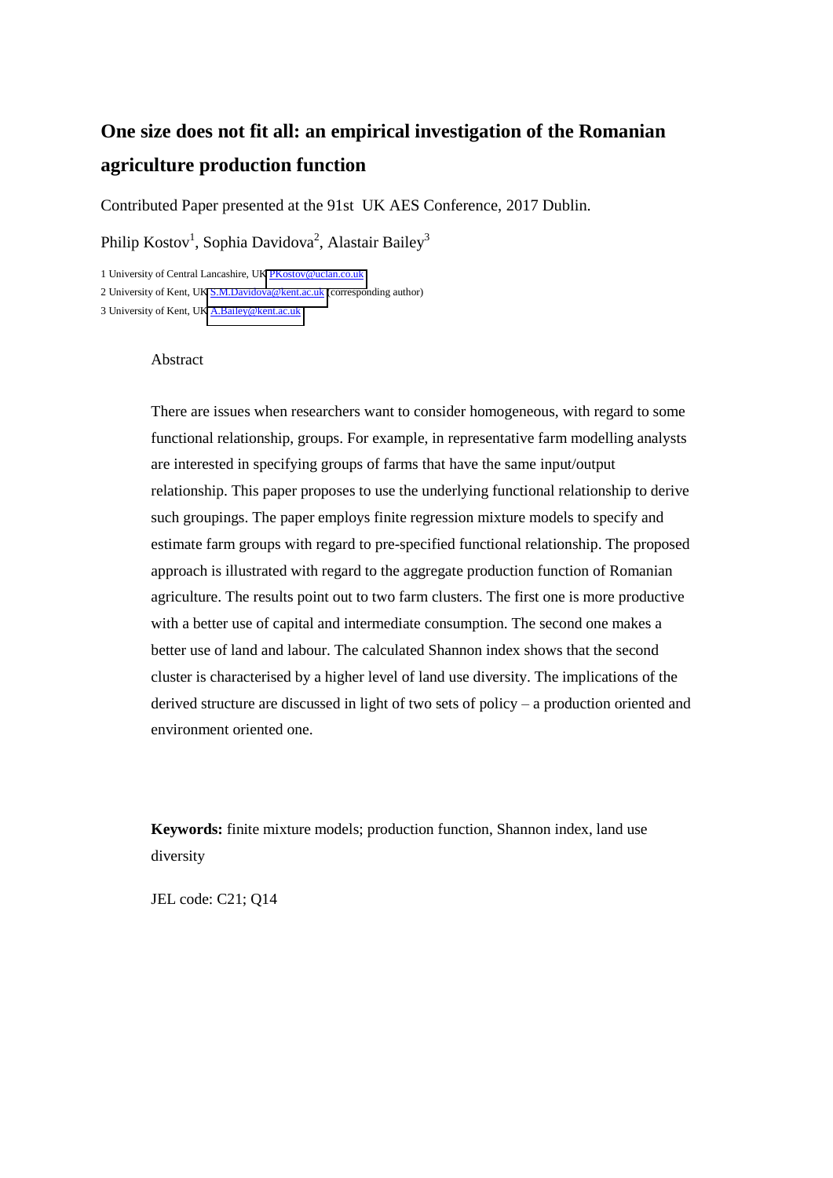# One size does not fit all: an empirical investigation of the Romanian agriculture production function

Contributed Paper presented at the 91st UK AES Conference, 2017 Dublin.

Philip Kostov[1], Sophia Davidova[2], Alastair Bailey[3]

1 University of Central Lancashire, UK PKostov@uclan.co.uk
2 University of Kent, UK S.M.Davidova@kent.ac.uk (corresponding author)
3 University of Kent, UK A.Bailey@kent.ac.uk

Abstract

There are issues when researchers want to consider homogeneous, with regard to some functional relationship, groups. For example, in representative farm modelling analysts are interested in specifying groups of farms that have the same input/output relationship. This paper proposes to use the underlying functional relationship to derive such groupings. The paper employs finite regression mixture models to specify and estimate farm groups with regard to pre-specified functional relationship. The proposed approach is illustrated with regard to the aggregate production function of Romanian agriculture. The results point out to two farm clusters. The first one is more productive with a better use of capital and intermediate consumption. The second one makes a better use of land and labour. The calculated Shannon index shows that the second cluster is characterised by a higher level of land use diversity. The implications of the derived structure are discussed in light of two sets of policy – a production oriented and environment oriented one.

**Keywords:** finite mixture models; production function, Shannon index, land use diversity

JEL code: C21; Q14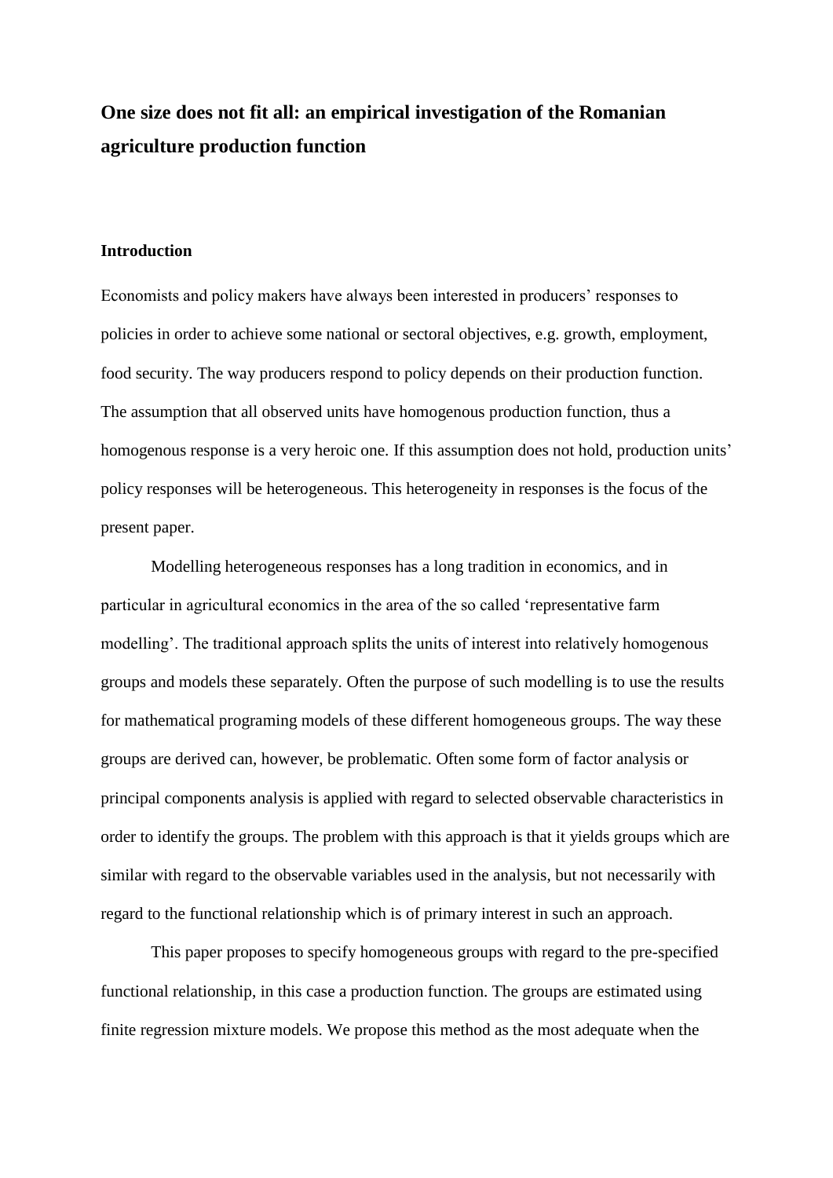# One size does not fit all: an empirical investigation of the Romanian agriculture production function

## Introduction

Economists and policy makers have always been interested in producers' responses to policies in order to achieve some national or sectoral objectives, e.g. growth, employment, food security. The way producers respond to policy depends on their production function. The assumption that all observed units have homogenous production function, thus a homogenous response is a very heroic one. If this assumption does not hold, production units' policy responses will be heterogeneous. This heterogeneity in responses is the focus of the present paper.

Modelling heterogeneous responses has a long tradition in economics, and in particular in agricultural economics in the area of the so called 'representative farm modelling'. The traditional approach splits the units of interest into relatively homogenous groups and models these separately. Often the purpose of such modelling is to use the results for mathematical programing models of these different homogeneous groups. The way these groups are derived can, however, be problematic. Often some form of factor analysis or principal components analysis is applied with regard to selected observable characteristics in order to identify the groups. The problem with this approach is that it yields groups which are similar with regard to the observable variables used in the analysis, but not necessarily with regard to the functional relationship which is of primary interest in such an approach.

This paper proposes to specify homogeneous groups with regard to the pre-specified functional relationship, in this case a production function. The groups are estimated using finite regression mixture models. We propose this method as the most adequate when the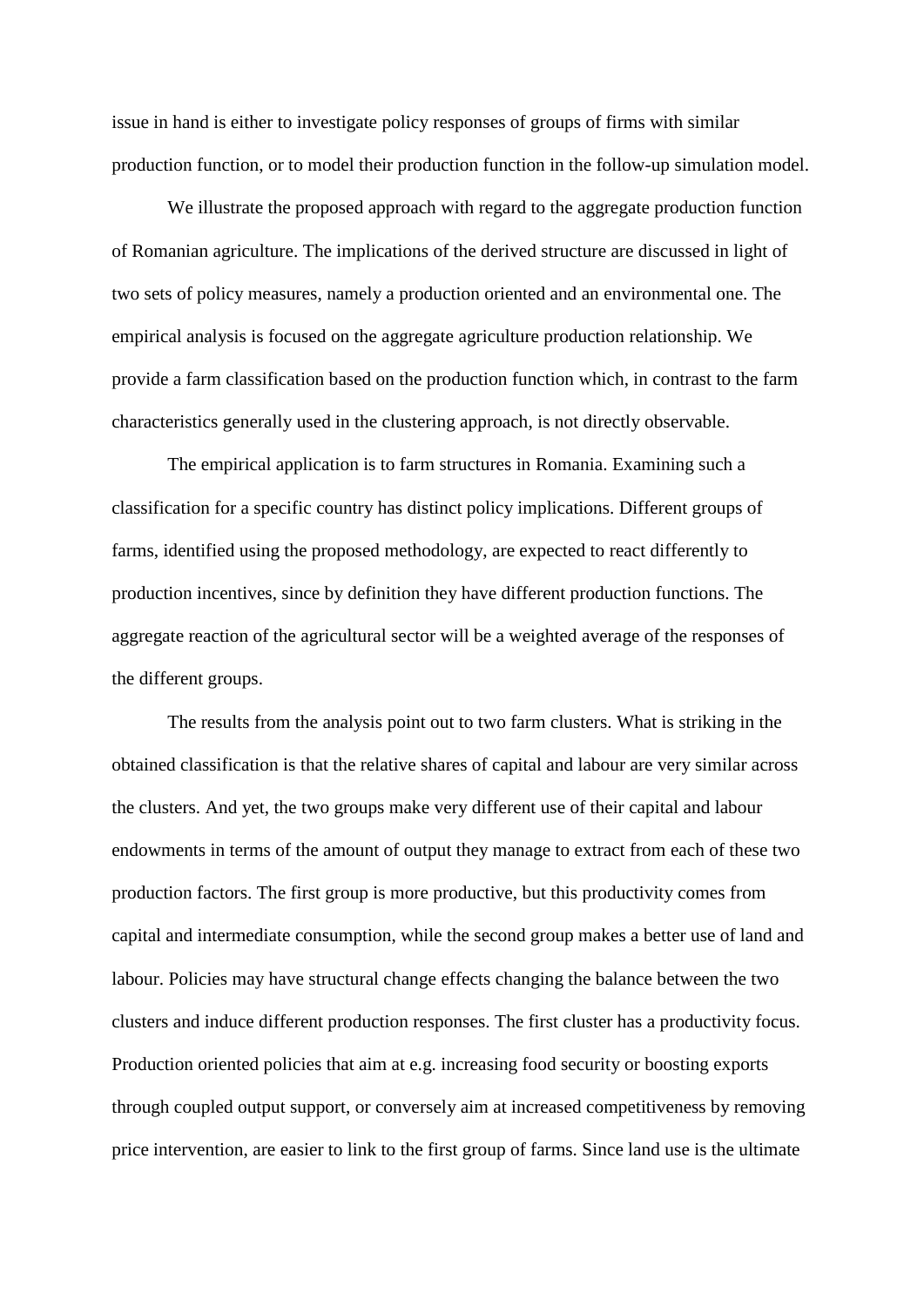issue in hand is either to investigate policy responses of groups of firms with similar production function, or to model their production function in the follow-up simulation model.

We illustrate the proposed approach with regard to the aggregate production function of Romanian agriculture. The implications of the derived structure are discussed in light of two sets of policy measures, namely a production oriented and an environmental one. The empirical analysis is focused on the aggregate agriculture production relationship. We provide a farm classification based on the production function which, in contrast to the farm characteristics generally used in the clustering approach, is not directly observable.

The empirical application is to farm structures in Romania. Examining such a classification for a specific country has distinct policy implications. Different groups of farms, identified using the proposed methodology, are expected to react differently to production incentives, since by definition they have different production functions. The aggregate reaction of the agricultural sector will be a weighted average of the responses of the different groups.

The results from the analysis point out to two farm clusters. What is striking in the obtained classification is that the relative shares of capital and labour are very similar across the clusters. And yet, the two groups make very different use of their capital and labour endowments in terms of the amount of output they manage to extract from each of these two production factors. The first group is more productive, but this productivity comes from capital and intermediate consumption, while the second group makes a better use of land and labour. Policies may have structural change effects changing the balance between the two clusters and induce different production responses. The first cluster has a productivity focus. Production oriented policies that aim at e.g. increasing food security or boosting exports through coupled output support, or conversely aim at increased competitiveness by removing price intervention, are easier to link to the first group of farms. Since land use is the ultimate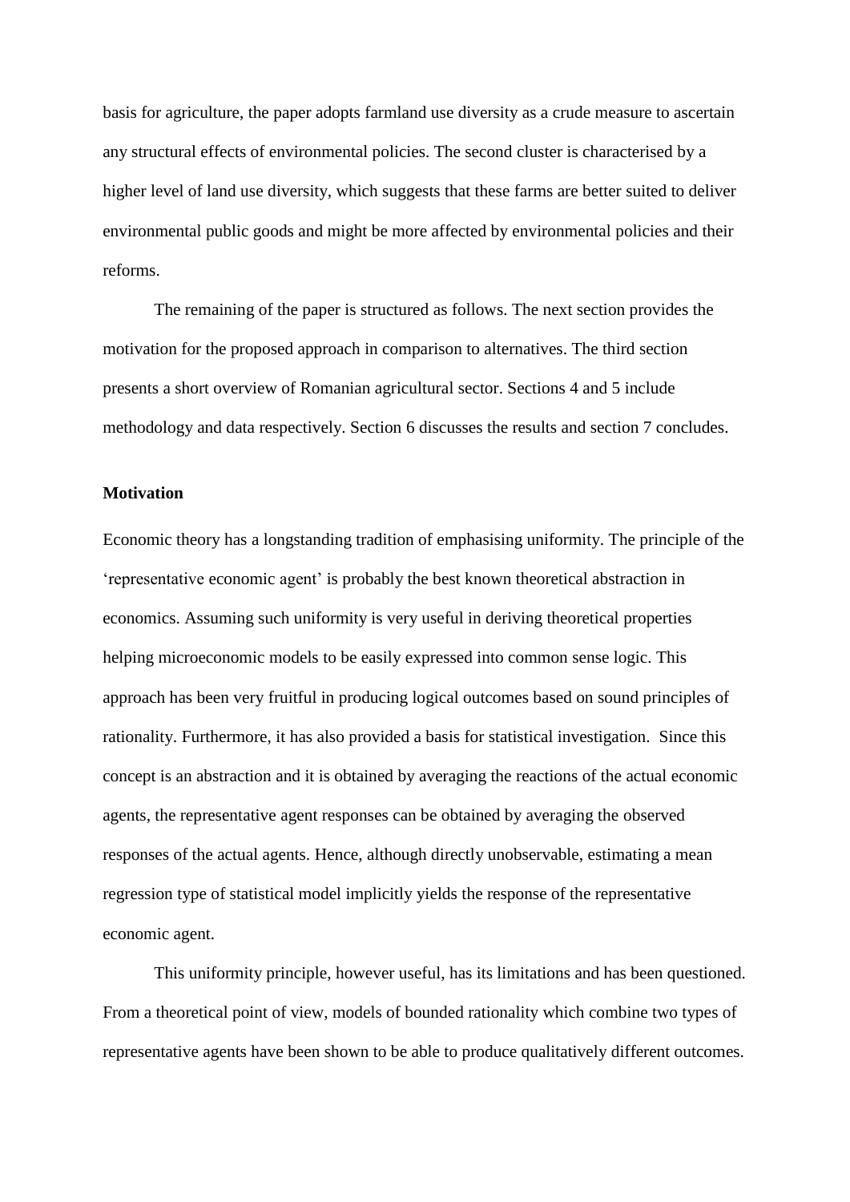basis for agriculture, the paper adopts farmland use diversity as a crude measure to ascertain any structural effects of environmental policies. The second cluster is characterised by a higher level of land use diversity, which suggests that these farms are better suited to deliver environmental public goods and might be more affected by environmental policies and their reforms.

The remaining of the paper is structured as follows. The next section provides the motivation for the proposed approach in comparison to alternatives. The third section presents a short overview of Romanian agricultural sector. Sections 4 and 5 include methodology and data respectively. Section 6 discusses the results and section 7 concludes.

## Motivation

Economic theory has a longstanding tradition of emphasising uniformity. The principle of the 'representative economic agent' is probably the best known theoretical abstraction in economics. Assuming such uniformity is very useful in deriving theoretical properties helping microeconomic models to be easily expressed into common sense logic. This approach has been very fruitful in producing logical outcomes based on sound principles of rationality. Furthermore, it has also provided a basis for statistical investigation. Since this concept is an abstraction and it is obtained by averaging the reactions of the actual economic agents, the representative agent responses can be obtained by averaging the observed responses of the actual agents. Hence, although directly unobservable, estimating a mean regression type of statistical model implicitly yields the response of the representative economic agent.

This uniformity principle, however useful, has its limitations and has been questioned. From a theoretical point of view, models of bounded rationality which combine two types of representative agents have been shown to be able to produce qualitatively different outcomes.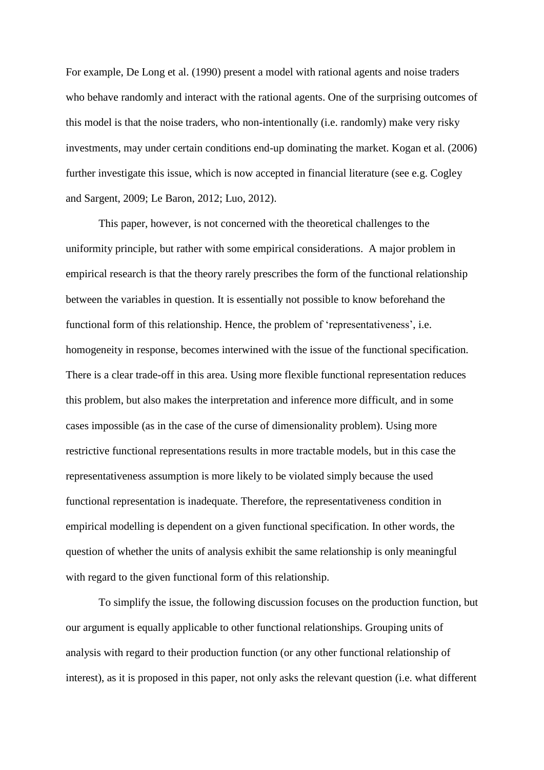For example, De Long et al. (1990) present a model with rational agents and noise traders who behave randomly and interact with the rational agents. One of the surprising outcomes of this model is that the noise traders, who non-intentionally (i.e. randomly) make very risky investments, may under certain conditions end-up dominating the market. Kogan et al. (2006) further investigate this issue, which is now accepted in financial literature (see e.g. Cogley and Sargent, 2009; Le Baron, 2012; Luo, 2012).

This paper, however, is not concerned with the theoretical challenges to the uniformity principle, but rather with some empirical considerations. A major problem in empirical research is that the theory rarely prescribes the form of the functional relationship between the variables in question. It is essentially not possible to know beforehand the functional form of this relationship. Hence, the problem of 'representativeness', i.e. homogeneity in response, becomes interwined with the issue of the functional specification. There is a clear trade-off in this area. Using more flexible functional representation reduces this problem, but also makes the interpretation and inference more difficult, and in some cases impossible (as in the case of the curse of dimensionality problem). Using more restrictive functional representations results in more tractable models, but in this case the representativeness assumption is more likely to be violated simply because the used functional representation is inadequate. Therefore, the representativeness condition in empirical modelling is dependent on a given functional specification. In other words, the question of whether the units of analysis exhibit the same relationship is only meaningful with regard to the given functional form of this relationship.

To simplify the issue, the following discussion focuses on the production function, but our argument is equally applicable to other functional relationships. Grouping units of analysis with regard to their production function (or any other functional relationship of interest), as it is proposed in this paper, not only asks the relevant question (i.e. what different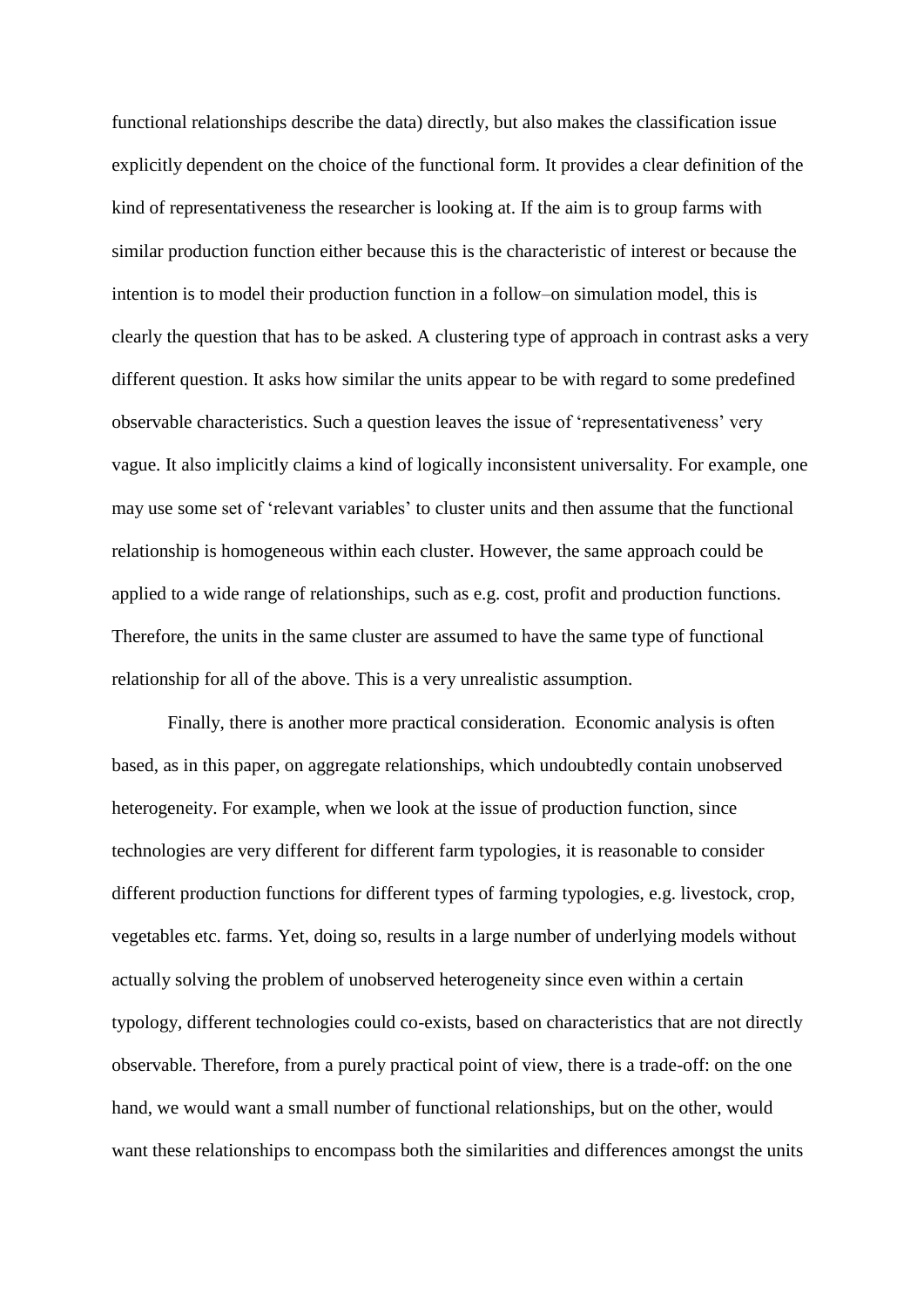functional relationships describe the data) directly, but also makes the classification issue explicitly dependent on the choice of the functional form. It provides a clear definition of the kind of representativeness the researcher is looking at. If the aim is to group farms with similar production function either because this is the characteristic of interest or because the intention is to model their production function in a follow–on simulation model, this is clearly the question that has to be asked. A clustering type of approach in contrast asks a very different question. It asks how similar the units appear to be with regard to some predefined observable characteristics. Such a question leaves the issue of 'representativeness' very vague. It also implicitly claims a kind of logically inconsistent universality. For example, one may use some set of 'relevant variables' to cluster units and then assume that the functional relationship is homogeneous within each cluster. However, the same approach could be applied to a wide range of relationships, such as e.g. cost, profit and production functions. Therefore, the units in the same cluster are assumed to have the same type of functional relationship for all of the above. This is a very unrealistic assumption.

Finally, there is another more practical consideration. Economic analysis is often based, as in this paper, on aggregate relationships, which undoubtedly contain unobserved heterogeneity. For example, when we look at the issue of production function, since technologies are very different for different farm typologies, it is reasonable to consider different production functions for different types of farming typologies, e.g. livestock, crop, vegetables etc. farms. Yet, doing so, results in a large number of underlying models without actually solving the problem of unobserved heterogeneity since even within a certain typology, different technologies could co-exists, based on characteristics that are not directly observable. Therefore, from a purely practical point of view, there is a trade-off: on the one hand, we would want a small number of functional relationships, but on the other, would want these relationships to encompass both the similarities and differences amongst the units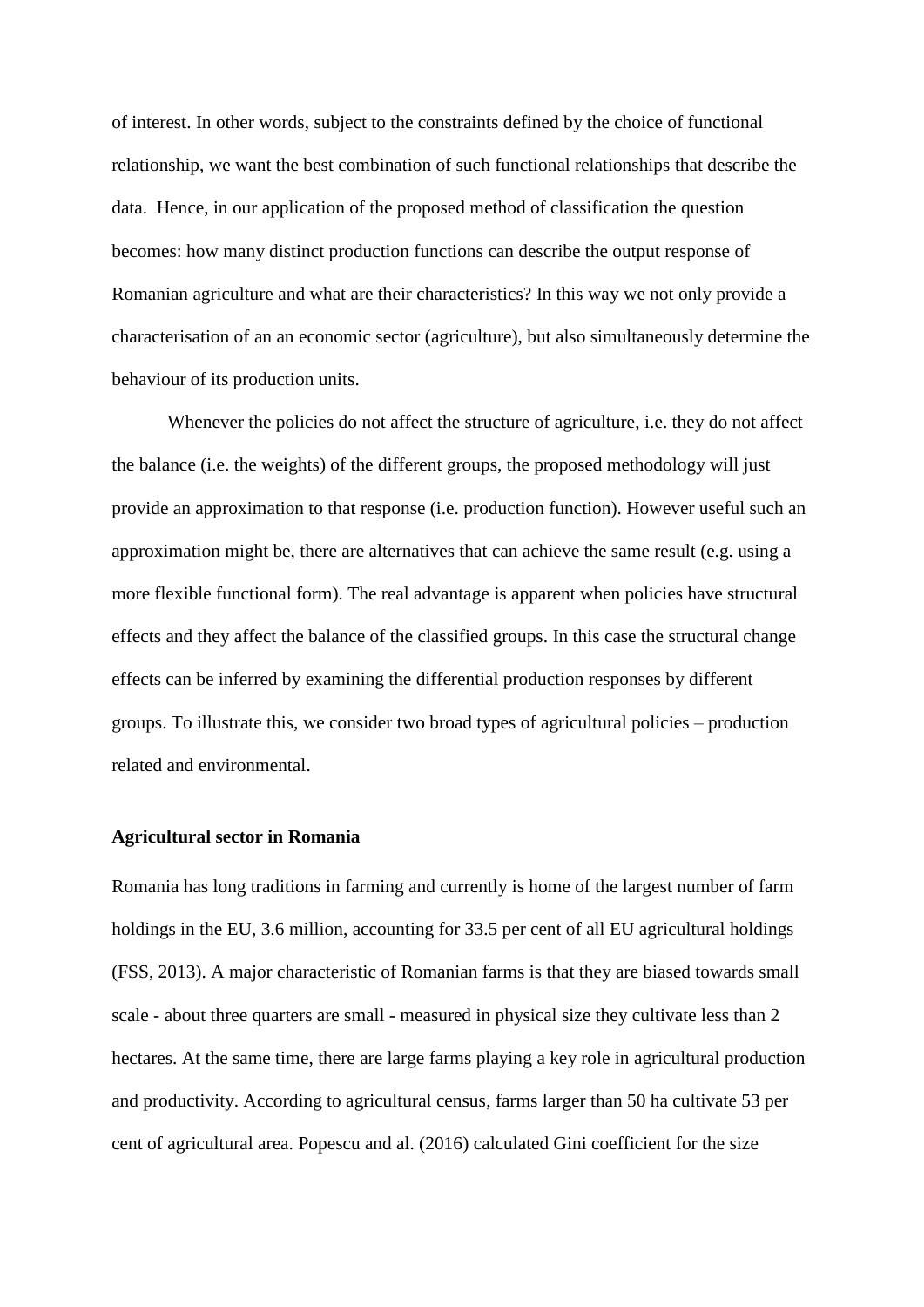of interest. In other words, subject to the constraints defined by the choice of functional relationship, we want the best combination of such functional relationships that describe the data. Hence, in our application of the proposed method of classification the question becomes: how many distinct production functions can describe the output response of Romanian agriculture and what are their characteristics? In this way we not only provide a characterisation of an an economic sector (agriculture), but also simultaneously determine the behaviour of its production units.

Whenever the policies do not affect the structure of agriculture, i.e. they do not affect the balance (i.e. the weights) of the different groups, the proposed methodology will just provide an approximation to that response (i.e. production function). However useful such an approximation might be, there are alternatives that can achieve the same result (e.g. using a more flexible functional form). The real advantage is apparent when policies have structural effects and they affect the balance of the classified groups. In this case the structural change effects can be inferred by examining the differential production responses by different groups. To illustrate this, we consider two broad types of agricultural policies – production related and environmental.

**Agricultural sector in Romania**

Romania has long traditions in farming and currently is home of the largest number of farm holdings in the EU, 3.6 million, accounting for 33.5 per cent of all EU agricultural holdings (FSS, 2013). A major characteristic of Romanian farms is that they are biased towards small scale - about three quarters are small - measured in physical size they cultivate less than 2 hectares. At the same time, there are large farms playing a key role in agricultural production and productivity. According to agricultural census, farms larger than 50 ha cultivate 53 per cent of agricultural area. Popescu and al. (2016) calculated Gini coefficient for the size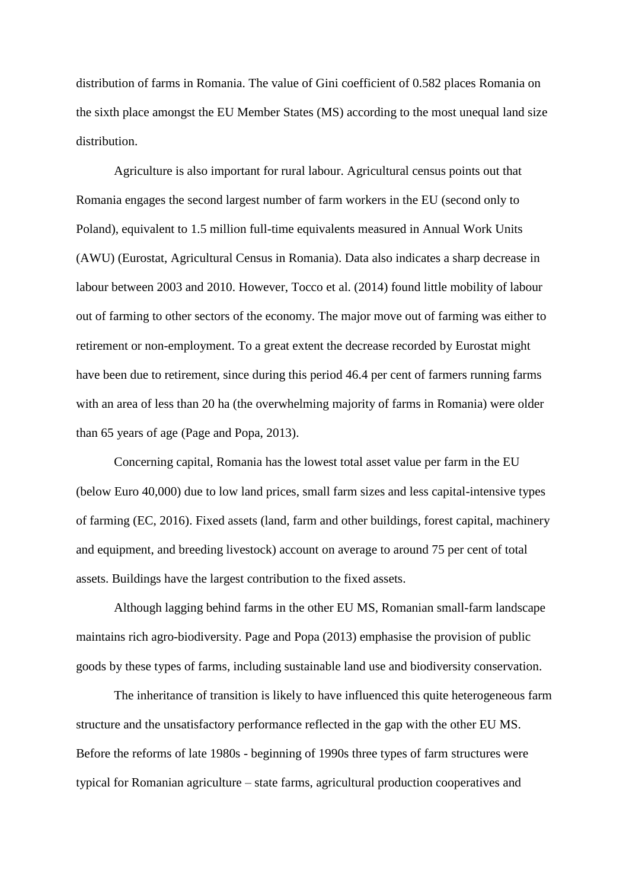distribution of farms in Romania. The value of Gini coefficient of 0.582 places Romania on the sixth place amongst the EU Member States (MS) according to the most unequal land size distribution.

Agriculture is also important for rural labour. Agricultural census points out that Romania engages the second largest number of farm workers in the EU (second only to Poland), equivalent to 1.5 million full-time equivalents measured in Annual Work Units (AWU) (Eurostat, Agricultural Census in Romania). Data also indicates a sharp decrease in labour between 2003 and 2010. However, Tocco et al. (2014) found little mobility of labour out of farming to other sectors of the economy. The major move out of farming was either to retirement or non-employment. To a great extent the decrease recorded by Eurostat might have been due to retirement, since during this period 46.4 per cent of farmers running farms with an area of less than 20 ha (the overwhelming majority of farms in Romania) were older than 65 years of age (Page and Popa, 2013).

Concerning capital, Romania has the lowest total asset value per farm in the EU (below Euro 40,000) due to low land prices, small farm sizes and less capital-intensive types of farming (EC, 2016). Fixed assets (land, farm and other buildings, forest capital, machinery and equipment, and breeding livestock) account on average to around 75 per cent of total assets. Buildings have the largest contribution to the fixed assets.

Although lagging behind farms in the other EU MS, Romanian small-farm landscape maintains rich agro-biodiversity. Page and Popa (2013) emphasise the provision of public goods by these types of farms, including sustainable land use and biodiversity conservation.

The inheritance of transition is likely to have influenced this quite heterogeneous farm structure and the unsatisfactory performance reflected in the gap with the other EU MS. Before the reforms of late 1980s - beginning of 1990s three types of farm structures were typical for Romanian agriculture – state farms, agricultural production cooperatives and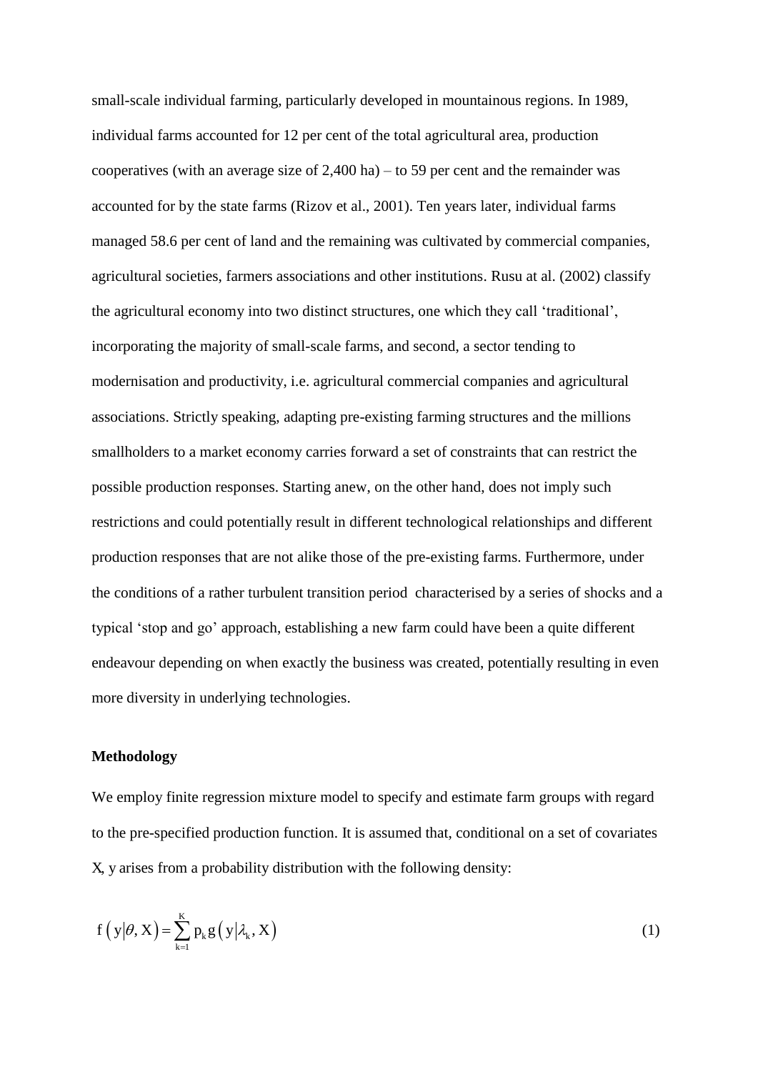small-scale individual farming, particularly developed in mountainous regions. In 1989, individual farms accounted for 12 per cent of the total agricultural area, production cooperatives (with an average size of 2,400 ha) – to 59 per cent and the remainder was accounted for by the state farms (Rizov et al., 2001). Ten years later, individual farms managed 58.6 per cent of land and the remaining was cultivated by commercial companies, agricultural societies, farmers associations and other institutions. Rusu at al. (2002) classify the agricultural economy into two distinct structures, one which they call 'traditional', incorporating the majority of small-scale farms, and second, a sector tending to modernisation and productivity, i.e. agricultural commercial companies and agricultural associations. Strictly speaking, adapting pre-existing farming structures and the millions smallholders to a market economy carries forward a set of constraints that can restrict the possible production responses. Starting anew, on the other hand, does not imply such restrictions and could potentially result in different technological relationships and different production responses that are not alike those of the pre-existing farms. Furthermore, under the conditions of a rather turbulent transition period characterised by a series of shocks and a typical 'stop and go' approach, establishing a new farm could have been a quite different endeavour depending on when exactly the business was created, potentially resulting in even more diversity in underlying technologies.

## Methodology

We employ finite regression mixture model to specify and estimate farm groups with regard to the pre-specified production function. It is assumed that, conditional on a set of covariates X, y arises from a probability distribution with the following density:

$$f\left(y \middle| \theta, X\right) = \sum_{k=1}^{K} p_k \, g\left(y \middle| \lambda_k, X\right) \tag{1}$$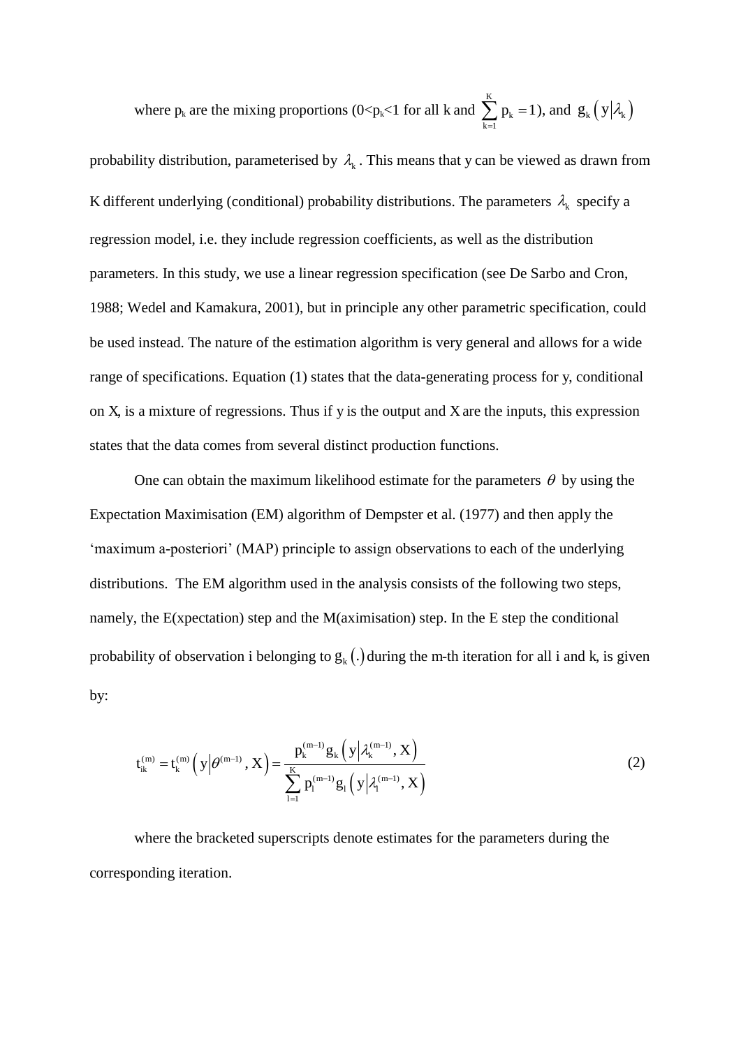where $p_k$ are the mixing proportions ($0<p_k<1$ for all k and $\sum_{k=1}^{K} p_k = 1$), and $g_k\left(y\middle|\lambda_k\right)$ probability distribution, parameterised by $\lambda_k$. This means that y can be viewed as drawn from K different underlying (conditional) probability distributions. The parameters $\lambda_k$ specify a regression model, i.e. they include regression coefficients, as well as the distribution parameters. In this study, we use a linear regression specification (see De Sarbo and Cron, 1988; Wedel and Kamakura, 2001), but in principle any other parametric specification, could be used instead. The nature of the estimation algorithm is very general and allows for a wide range of specifications. Equation (1) states that the data-generating process for y, conditional on X, is a mixture of regressions. Thus if y is the output and X are the inputs, this expression states that the data comes from several distinct production functions.

One can obtain the maximum likelihood estimate for the parameters $\theta$ by using the Expectation Maximisation (EM) algorithm of Dempster et al. (1977) and then apply the 'maximum a-posteriori' (MAP) principle to assign observations to each of the underlying distributions. The EM algorithm used in the analysis consists of the following two steps, namely, the E(xpectation) step and the M(aximisation) step. In the E step the conditional probability of observation i belonging to $g_k(.)$ during the m-th iteration for all i and k, is given by:

$$t_{ik}^{(m)} = t_k^{(m)}\left(y\middle|\theta^{(m-1)}, X\right) = \frac{p_k^{(m-1)} g_k\left(y\middle|\lambda_k^{(m-1)}, X\right)}{\sum_{l=1}^{K} p_l^{(m-1)} g_l\left(y\middle|\lambda_l^{(m-1)}, X\right)} \tag{2}$$

where the bracketed superscripts denote estimates for the parameters during the corresponding iteration.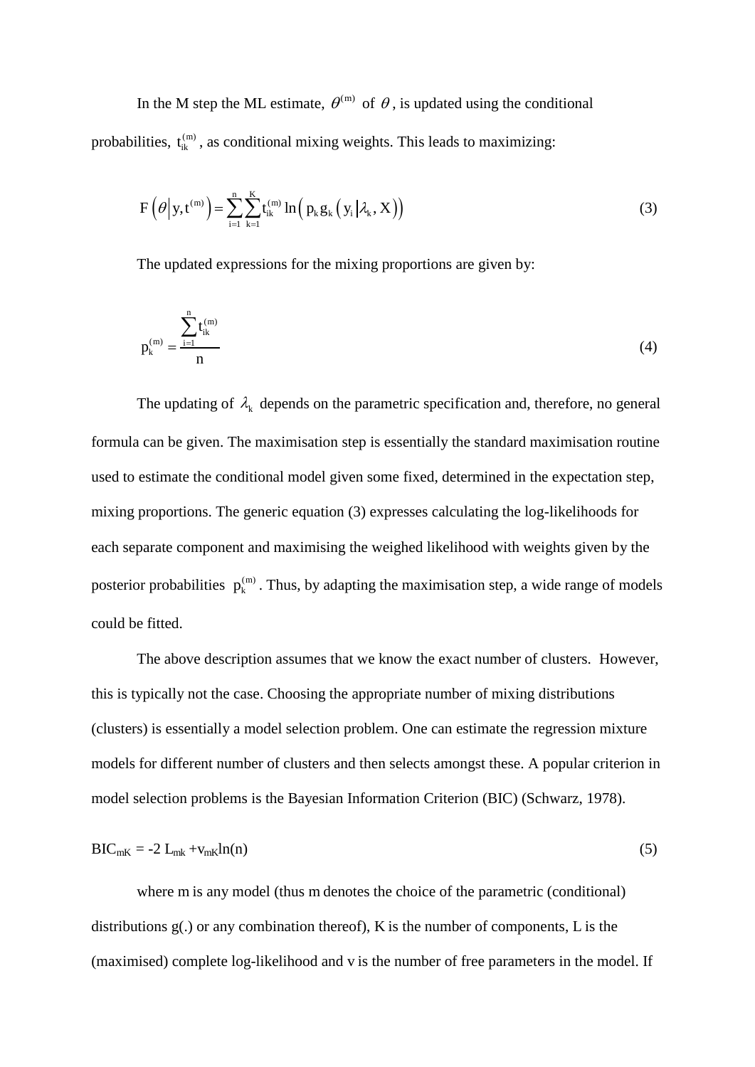In the M step the ML estimate, $\theta^{(m)}$ of $\theta$, is updated using the conditional probabilities, $t_{ik}^{(m)}$, as conditional mixing weights. This leads to maximizing:

$$F\left(\theta \middle| y, t^{(m)}\right) = \sum_{i=1}^{n}\sum_{k=1}^{K} t_{ik}^{(m)} \ln\left(p_k g_k\left(y_i \middle| \lambda_k, X\right)\right) \tag{3}$$

The updated expressions for the mixing proportions are given by:

$$p_k^{(m)} = \frac{\sum_{i=1}^{n} t_{ik}^{(m)}}{n} \tag{4}$$

The updating of $\lambda_k$ depends on the parametric specification and, therefore, no general formula can be given. The maximisation step is essentially the standard maximisation routine used to estimate the conditional model given some fixed, determined in the expectation step, mixing proportions. The generic equation (3) expresses calculating the log-likelihoods for each separate component and maximising the weighed likelihood with weights given by the posterior probabilities $p_k^{(m)}$. Thus, by adapting the maximisation step, a wide range of models could be fitted.

The above description assumes that we know the exact number of clusters. However, this is typically not the case. Choosing the appropriate number of mixing distributions (clusters) is essentially a model selection problem. One can estimate the regression mixture models for different number of clusters and then selects amongst these. A popular criterion in model selection problems is the Bayesian Information Criterion (BIC) (Schwarz, 1978).

$$BIC_{mK} = -2\ L_{mk} + v_{mK} \ln(n) \tag{5}$$

where m is any model (thus m denotes the choice of the parametric (conditional) distributions g(.) or any combination thereof), K is the number of components, L is the (maximised) complete log-likelihood and v is the number of free parameters in the model. If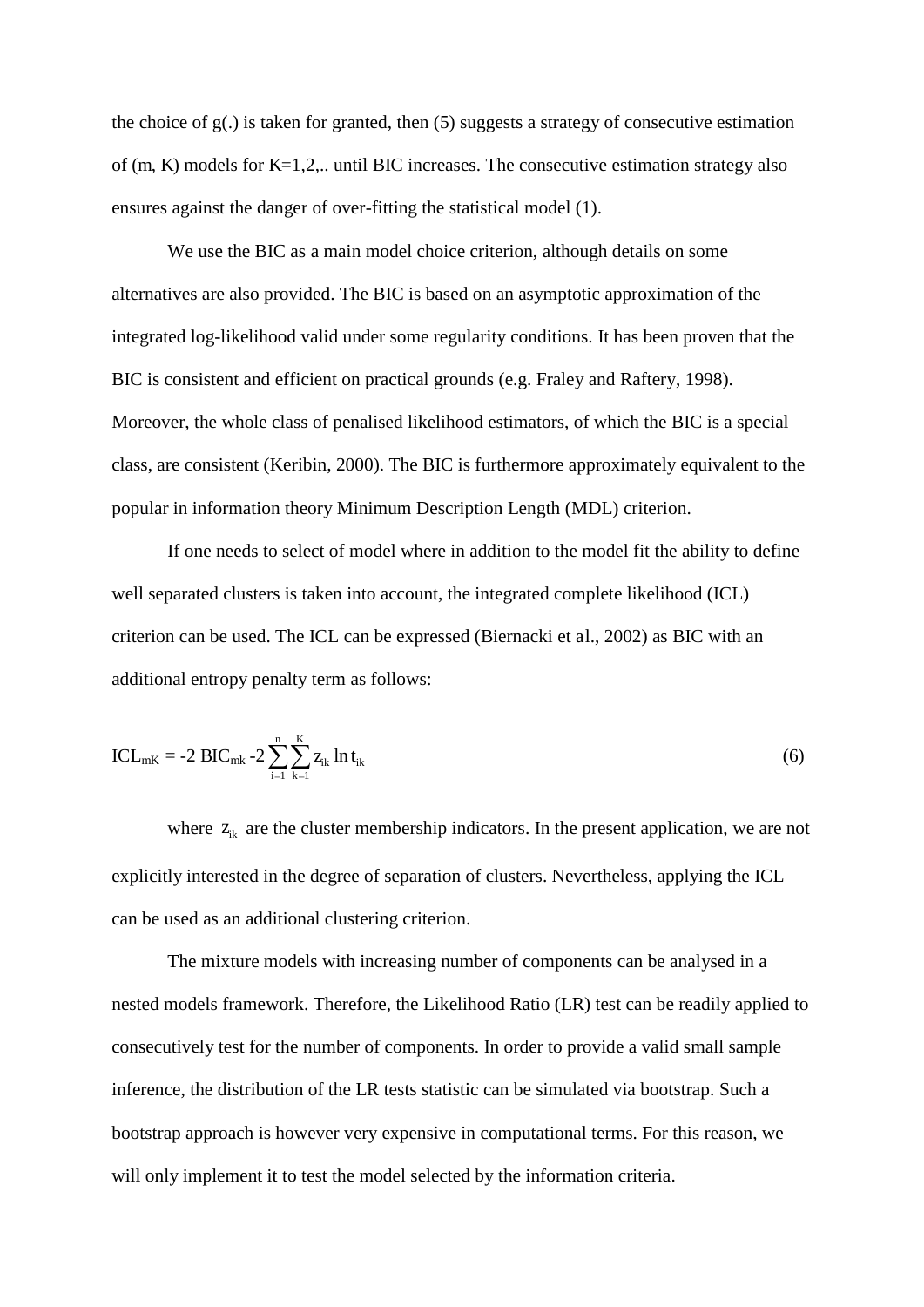the choice of g(.) is taken for granted, then (5) suggests a strategy of consecutive estimation of (m, K) models for K=1,2,.. until BIC increases. The consecutive estimation strategy also ensures against the danger of over-fitting the statistical model (1).

We use the BIC as a main model choice criterion, although details on some alternatives are also provided. The BIC is based on an asymptotic approximation of the integrated log-likelihood valid under some regularity conditions. It has been proven that the BIC is consistent and efficient on practical grounds (e.g. Fraley and Raftery, 1998). Moreover, the whole class of penalised likelihood estimators, of which the BIC is a special class, are consistent (Keribin, 2000). The BIC is furthermore approximately equivalent to the popular in information theory Minimum Description Length (MDL) criterion.

If one needs to select of model where in addition to the model fit the ability to define well separated clusters is taken into account, the integrated complete likelihood (ICL) criterion can be used. The ICL can be expressed (Biernacki et al., 2002) as BIC with an additional entropy penalty term as follows:

$$ICL_{mK} = -2\ BIC_{mk} - 2\sum_{i=1}^{n}\sum_{k=1}^{K} z_{ik} \ln t_{ik} \tag{6}$$

where $z_{ik}$ are the cluster membership indicators. In the present application, we are not explicitly interested in the degree of separation of clusters. Nevertheless, applying the ICL can be used as an additional clustering criterion.

The mixture models with increasing number of components can be analysed in a nested models framework. Therefore, the Likelihood Ratio (LR) test can be readily applied to consecutively test for the number of components. In order to provide a valid small sample inference, the distribution of the LR tests statistic can be simulated via bootstrap. Such a bootstrap approach is however very expensive in computational terms. For this reason, we will only implement it to test the model selected by the information criteria.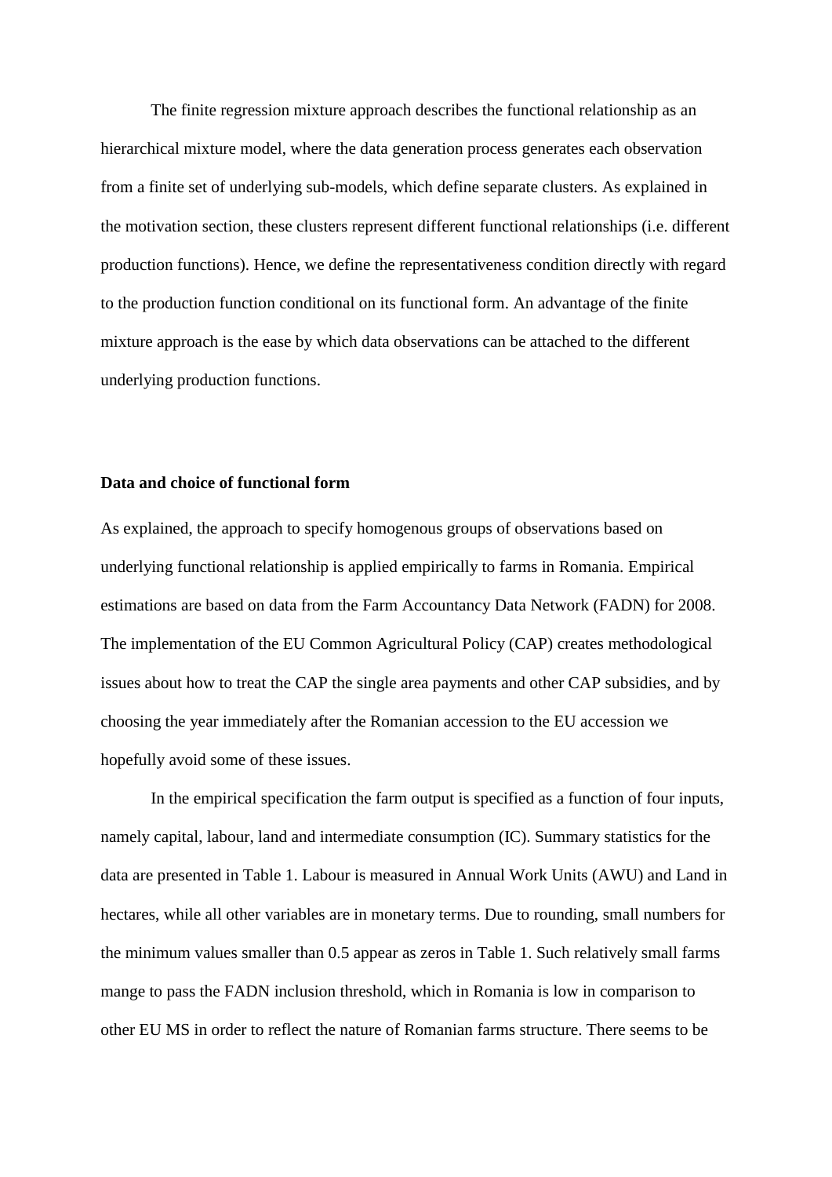The finite regression mixture approach describes the functional relationship as an hierarchical mixture model, where the data generation process generates each observation from a finite set of underlying sub-models, which define separate clusters. As explained in the motivation section, these clusters represent different functional relationships (i.e. different production functions). Hence, we define the representativeness condition directly with regard to the production function conditional on its functional form. An advantage of the finite mixture approach is the ease by which data observations can be attached to the different underlying production functions.

**Data and choice of functional form**

As explained, the approach to specify homogenous groups of observations based on underlying functional relationship is applied empirically to farms in Romania. Empirical estimations are based on data from the Farm Accountancy Data Network (FADN) for 2008. The implementation of the EU Common Agricultural Policy (CAP) creates methodological issues about how to treat the CAP the single area payments and other CAP subsidies, and by choosing the year immediately after the Romanian accession to the EU accession we hopefully avoid some of these issues.

In the empirical specification the farm output is specified as a function of four inputs, namely capital, labour, land and intermediate consumption (IC). Summary statistics for the data are presented in Table 1. Labour is measured in Annual Work Units (AWU) and Land in hectares, while all other variables are in monetary terms. Due to rounding, small numbers for the minimum values smaller than 0.5 appear as zeros in Table 1. Such relatively small farms mange to pass the FADN inclusion threshold, which in Romania is low in comparison to other EU MS in order to reflect the nature of Romanian farms structure. There seems to be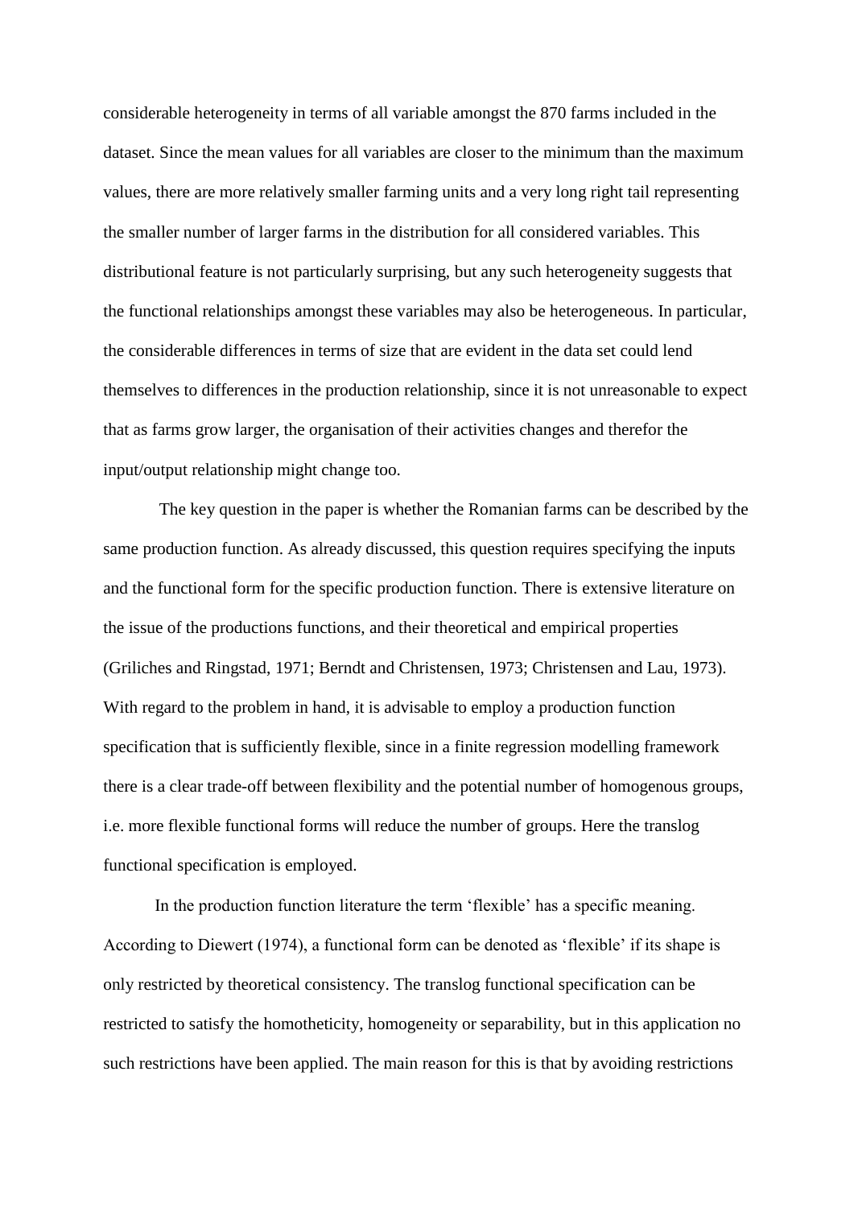considerable heterogeneity in terms of all variable amongst the 870 farms included in the dataset. Since the mean values for all variables are closer to the minimum than the maximum values, there are more relatively smaller farming units and a very long right tail representing the smaller number of larger farms in the distribution for all considered variables. This distributional feature is not particularly surprising, but any such heterogeneity suggests that the functional relationships amongst these variables may also be heterogeneous. In particular, the considerable differences in terms of size that are evident in the data set could lend themselves to differences in the production relationship, since it is not unreasonable to expect that as farms grow larger, the organisation of their activities changes and therefor the input/output relationship might change too.

The key question in the paper is whether the Romanian farms can be described by the same production function. As already discussed, this question requires specifying the inputs and the functional form for the specific production function. There is extensive literature on the issue of the productions functions, and their theoretical and empirical properties (Griliches and Ringstad, 1971; Berndt and Christensen, 1973; Christensen and Lau, 1973). With regard to the problem in hand, it is advisable to employ a production function specification that is sufficiently flexible, since in a finite regression modelling framework there is a clear trade-off between flexibility and the potential number of homogenous groups, i.e. more flexible functional forms will reduce the number of groups. Here the translog functional specification is employed.

In the production function literature the term 'flexible' has a specific meaning. According to Diewert (1974), a functional form can be denoted as 'flexible' if its shape is only restricted by theoretical consistency. The translog functional specification can be restricted to satisfy the homotheticity, homogeneity or separability, but in this application no such restrictions have been applied. The main reason for this is that by avoiding restrictions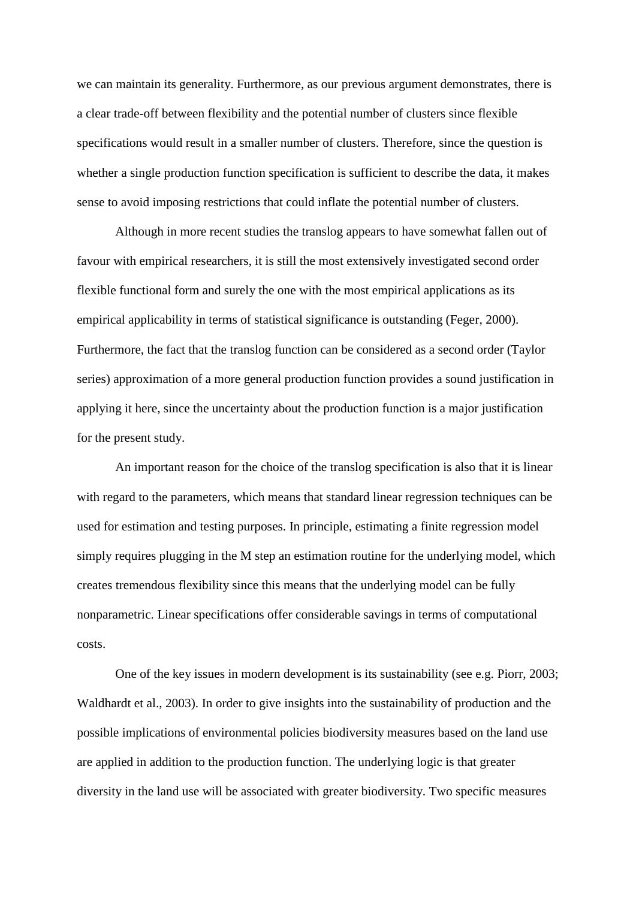we can maintain its generality. Furthermore, as our previous argument demonstrates, there is a clear trade-off between flexibility and the potential number of clusters since flexible specifications would result in a smaller number of clusters. Therefore, since the question is whether a single production function specification is sufficient to describe the data, it makes sense to avoid imposing restrictions that could inflate the potential number of clusters.

Although in more recent studies the translog appears to have somewhat fallen out of favour with empirical researchers, it is still the most extensively investigated second order flexible functional form and surely the one with the most empirical applications as its empirical applicability in terms of statistical significance is outstanding (Feger, 2000). Furthermore, the fact that the translog function can be considered as a second order (Taylor series) approximation of a more general production function provides a sound justification in applying it here, since the uncertainty about the production function is a major justification for the present study.

An important reason for the choice of the translog specification is also that it is linear with regard to the parameters, which means that standard linear regression techniques can be used for estimation and testing purposes. In principle, estimating a finite regression model simply requires plugging in the M step an estimation routine for the underlying model, which creates tremendous flexibility since this means that the underlying model can be fully nonparametric. Linear specifications offer considerable savings in terms of computational costs.

One of the key issues in modern development is its sustainability (see e.g. Piorr, 2003; Waldhardt et al., 2003). In order to give insights into the sustainability of production and the possible implications of environmental policies biodiversity measures based on the land use are applied in addition to the production function. The underlying logic is that greater diversity in the land use will be associated with greater biodiversity. Two specific measures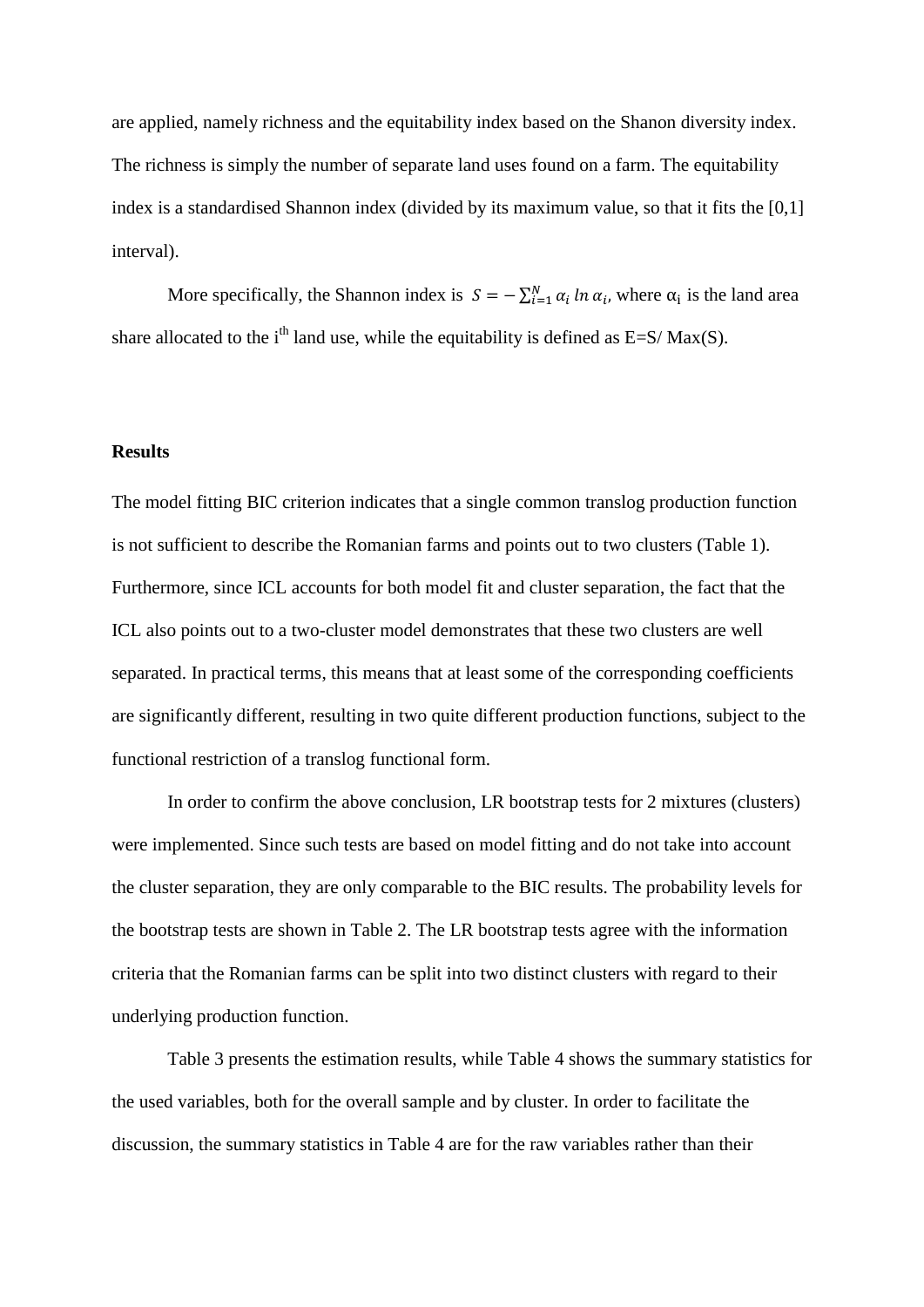are applied, namely richness and the equitability index based on the Shanon diversity index. The richness is simply the number of separate land uses found on a farm. The equitability index is a standardised Shannon index (divided by its maximum value, so that it fits the [0,1] interval).

More specifically, the Shannon index is $S = -\sum_{i=1}^{N} \alpha_i \ln \alpha_i$, where $\alpha_i$ is the land area share allocated to the $i^{th}$ land use, while the equitability is defined as E=S/ Max(S).

## Results

The model fitting BIC criterion indicates that a single common translog production function is not sufficient to describe the Romanian farms and points out to two clusters (Table 1). Furthermore, since ICL accounts for both model fit and cluster separation, the fact that the ICL also points out to a two-cluster model demonstrates that these two clusters are well separated. In practical terms, this means that at least some of the corresponding coefficients are significantly different, resulting in two quite different production functions, subject to the functional restriction of a translog functional form.

In order to confirm the above conclusion, LR bootstrap tests for 2 mixtures (clusters) were implemented. Since such tests are based on model fitting and do not take into account the cluster separation, they are only comparable to the BIC results. The probability levels for the bootstrap tests are shown in Table 2. The LR bootstrap tests agree with the information criteria that the Romanian farms can be split into two distinct clusters with regard to their underlying production function.

Table 3 presents the estimation results, while Table 4 shows the summary statistics for the used variables, both for the overall sample and by cluster. In order to facilitate the discussion, the summary statistics in Table 4 are for the raw variables rather than their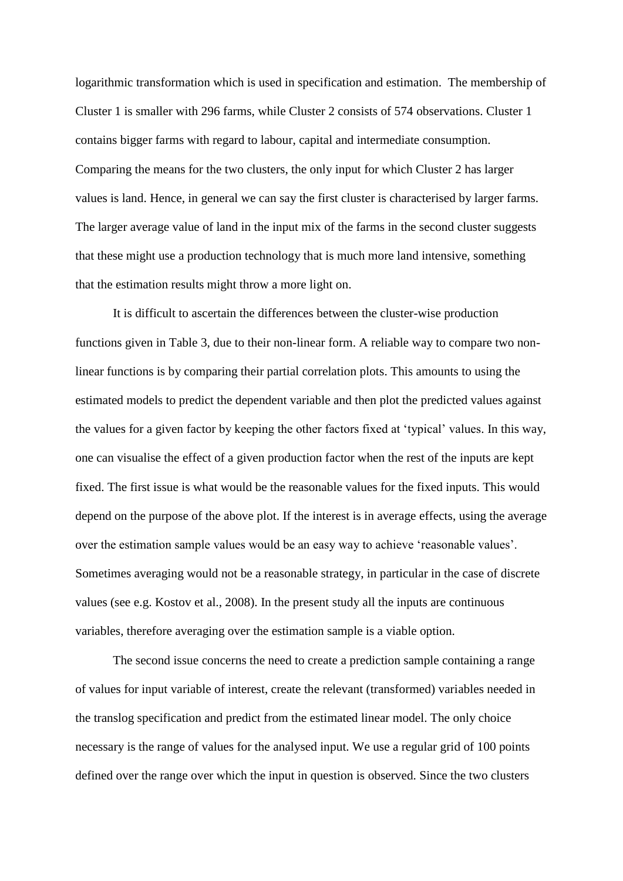logarithmic transformation which is used in specification and estimation. The membership of Cluster 1 is smaller with 296 farms, while Cluster 2 consists of 574 observations. Cluster 1 contains bigger farms with regard to labour, capital and intermediate consumption. Comparing the means for the two clusters, the only input for which Cluster 2 has larger values is land. Hence, in general we can say the first cluster is characterised by larger farms. The larger average value of land in the input mix of the farms in the second cluster suggests that these might use a production technology that is much more land intensive, something that the estimation results might throw a more light on.

It is difficult to ascertain the differences between the cluster-wise production functions given in Table 3, due to their non-linear form. A reliable way to compare two non-linear functions is by comparing their partial correlation plots. This amounts to using the estimated models to predict the dependent variable and then plot the predicted values against the values for a given factor by keeping the other factors fixed at 'typical' values. In this way, one can visualise the effect of a given production factor when the rest of the inputs are kept fixed. The first issue is what would be the reasonable values for the fixed inputs. This would depend on the purpose of the above plot. If the interest is in average effects, using the average over the estimation sample values would be an easy way to achieve 'reasonable values'. Sometimes averaging would not be a reasonable strategy, in particular in the case of discrete values (see e.g. Kostov et al., 2008). In the present study all the inputs are continuous variables, therefore averaging over the estimation sample is a viable option.

The second issue concerns the need to create a prediction sample containing a range of values for input variable of interest, create the relevant (transformed) variables needed in the translog specification and predict from the estimated linear model. The only choice necessary is the range of values for the analysed input. We use a regular grid of 100 points defined over the range over which the input in question is observed. Since the two clusters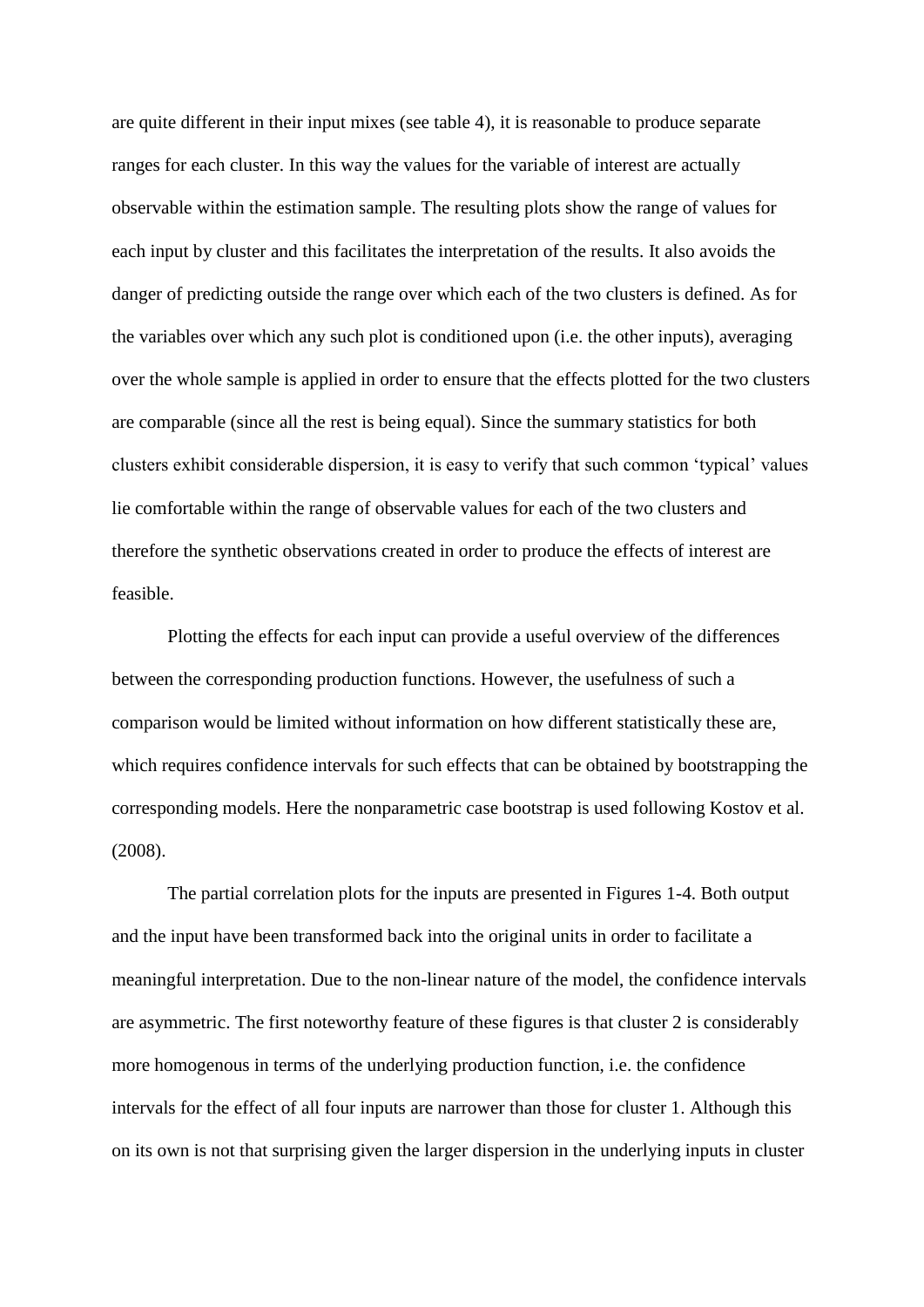are quite different in their input mixes (see table 4), it is reasonable to produce separate ranges for each cluster. In this way the values for the variable of interest are actually observable within the estimation sample. The resulting plots show the range of values for each input by cluster and this facilitates the interpretation of the results. It also avoids the danger of predicting outside the range over which each of the two clusters is defined. As for the variables over which any such plot is conditioned upon (i.e. the other inputs), averaging over the whole sample is applied in order to ensure that the effects plotted for the two clusters are comparable (since all the rest is being equal). Since the summary statistics for both clusters exhibit considerable dispersion, it is easy to verify that such common 'typical' values lie comfortable within the range of observable values for each of the two clusters and therefore the synthetic observations created in order to produce the effects of interest are feasible.

Plotting the effects for each input can provide a useful overview of the differences between the corresponding production functions. However, the usefulness of such a comparison would be limited without information on how different statistically these are, which requires confidence intervals for such effects that can be obtained by bootstrapping the corresponding models. Here the nonparametric case bootstrap is used following Kostov et al. (2008).

The partial correlation plots for the inputs are presented in Figures 1-4. Both output and the input have been transformed back into the original units in order to facilitate a meaningful interpretation. Due to the non-linear nature of the model, the confidence intervals are asymmetric. The first noteworthy feature of these figures is that cluster 2 is considerably more homogenous in terms of the underlying production function, i.e. the confidence intervals for the effect of all four inputs are narrower than those for cluster 1. Although this on its own is not that surprising given the larger dispersion in the underlying inputs in cluster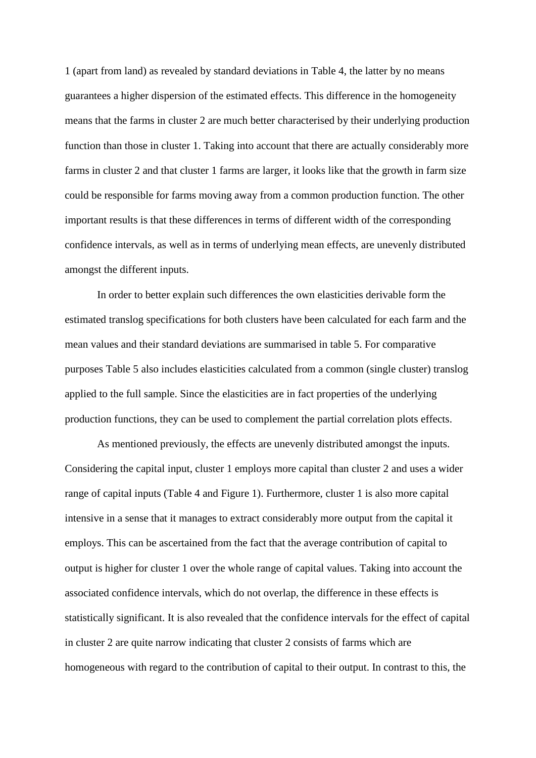1 (apart from land) as revealed by standard deviations in Table 4, the latter by no means guarantees a higher dispersion of the estimated effects. This difference in the homogeneity means that the farms in cluster 2 are much better characterised by their underlying production function than those in cluster 1. Taking into account that there are actually considerably more farms in cluster 2 and that cluster 1 farms are larger, it looks like that the growth in farm size could be responsible for farms moving away from a common production function. The other important results is that these differences in terms of different width of the corresponding confidence intervals, as well as in terms of underlying mean effects, are unevenly distributed amongst the different inputs.

In order to better explain such differences the own elasticities derivable form the estimated translog specifications for both clusters have been calculated for each farm and the mean values and their standard deviations are summarised in table 5. For comparative purposes Table 5 also includes elasticities calculated from a common (single cluster) translog applied to the full sample. Since the elasticities are in fact properties of the underlying production functions, they can be used to complement the partial correlation plots effects.

As mentioned previously, the effects are unevenly distributed amongst the inputs. Considering the capital input, cluster 1 employs more capital than cluster 2 and uses a wider range of capital inputs (Table 4 and Figure 1). Furthermore, cluster 1 is also more capital intensive in a sense that it manages to extract considerably more output from the capital it employs. This can be ascertained from the fact that the average contribution of capital to output is higher for cluster 1 over the whole range of capital values. Taking into account the associated confidence intervals, which do not overlap, the difference in these effects is statistically significant. It is also revealed that the confidence intervals for the effect of capital in cluster 2 are quite narrow indicating that cluster 2 consists of farms which are homogeneous with regard to the contribution of capital to their output. In contrast to this, the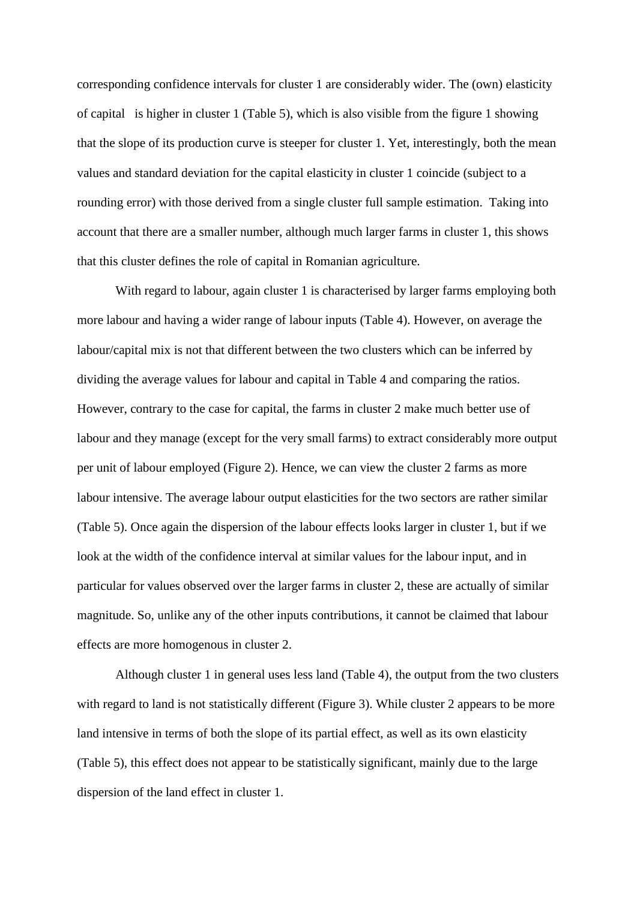corresponding confidence intervals for cluster 1 are considerably wider. The (own) elasticity of capital is higher in cluster 1 (Table 5), which is also visible from the figure 1 showing that the slope of its production curve is steeper for cluster 1. Yet, interestingly, both the mean values and standard deviation for the capital elasticity in cluster 1 coincide (subject to a rounding error) with those derived from a single cluster full sample estimation. Taking into account that there are a smaller number, although much larger farms in cluster 1, this shows that this cluster defines the role of capital in Romanian agriculture.

With regard to labour, again cluster 1 is characterised by larger farms employing both more labour and having a wider range of labour inputs (Table 4). However, on average the labour/capital mix is not that different between the two clusters which can be inferred by dividing the average values for labour and capital in Table 4 and comparing the ratios. However, contrary to the case for capital, the farms in cluster 2 make much better use of labour and they manage (except for the very small farms) to extract considerably more output per unit of labour employed (Figure 2). Hence, we can view the cluster 2 farms as more labour intensive. The average labour output elasticities for the two sectors are rather similar (Table 5). Once again the dispersion of the labour effects looks larger in cluster 1, but if we look at the width of the confidence interval at similar values for the labour input, and in particular for values observed over the larger farms in cluster 2, these are actually of similar magnitude. So, unlike any of the other inputs contributions, it cannot be claimed that labour effects are more homogenous in cluster 2.

Although cluster 1 in general uses less land (Table 4), the output from the two clusters with regard to land is not statistically different (Figure 3). While cluster 2 appears to be more land intensive in terms of both the slope of its partial effect, as well as its own elasticity (Table 5), this effect does not appear to be statistically significant, mainly due to the large dispersion of the land effect in cluster 1.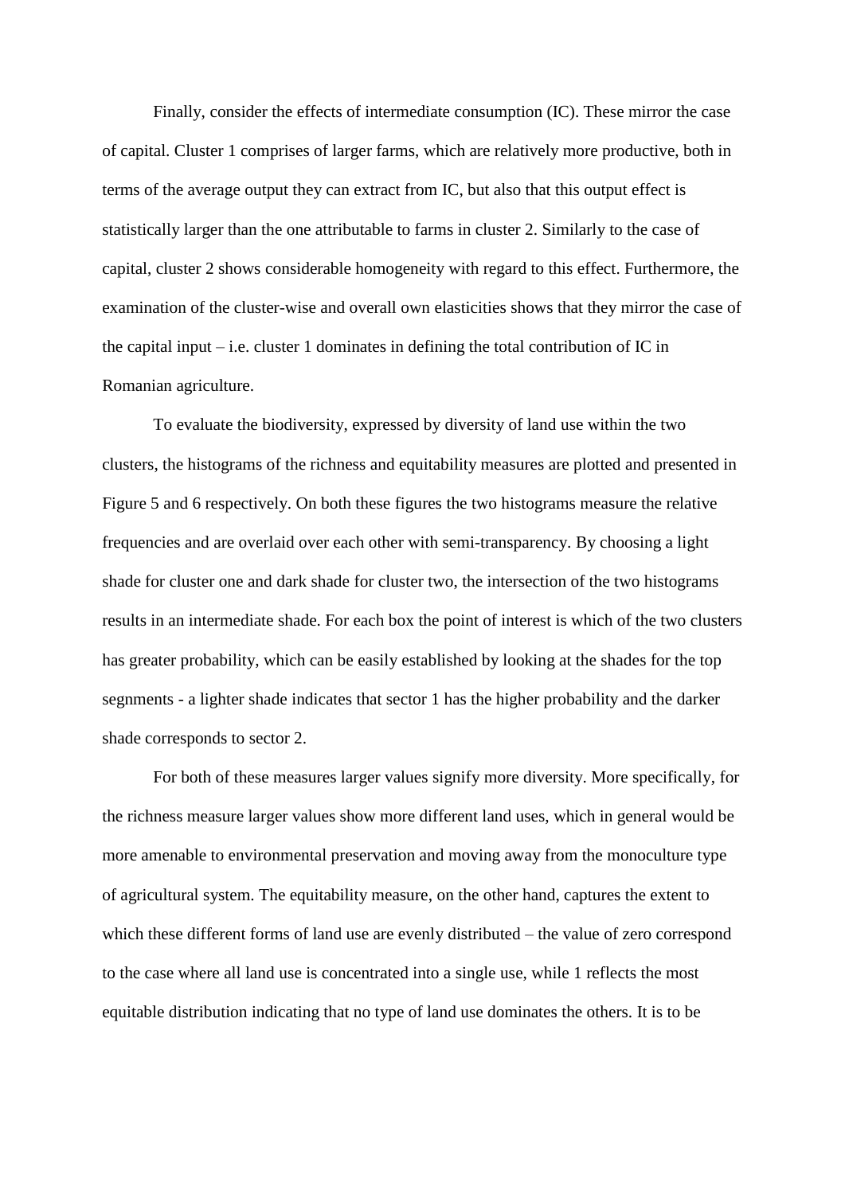Finally, consider the effects of intermediate consumption (IC). These mirror the case of capital. Cluster 1 comprises of larger farms, which are relatively more productive, both in terms of the average output they can extract from IC, but also that this output effect is statistically larger than the one attributable to farms in cluster 2. Similarly to the case of capital, cluster 2 shows considerable homogeneity with regard to this effect. Furthermore, the examination of the cluster-wise and overall own elasticities shows that they mirror the case of the capital input – i.e. cluster 1 dominates in defining the total contribution of IC in Romanian agriculture.

To evaluate the biodiversity, expressed by diversity of land use within the two clusters, the histograms of the richness and equitability measures are plotted and presented in Figure 5 and 6 respectively. On both these figures the two histograms measure the relative frequencies and are overlaid over each other with semi-transparency. By choosing a light shade for cluster one and dark shade for cluster two, the intersection of the two histograms results in an intermediate shade. For each box the point of interest is which of the two clusters has greater probability, which can be easily established by looking at the shades for the top segnments - a lighter shade indicates that sector 1 has the higher probability and the darker shade corresponds to sector 2.

For both of these measures larger values signify more diversity. More specifically, for the richness measure larger values show more different land uses, which in general would be more amenable to environmental preservation and moving away from the monoculture type of agricultural system. The equitability measure, on the other hand, captures the extent to which these different forms of land use are evenly distributed – the value of zero correspond to the case where all land use is concentrated into a single use, while 1 reflects the most equitable distribution indicating that no type of land use dominates the others. It is to be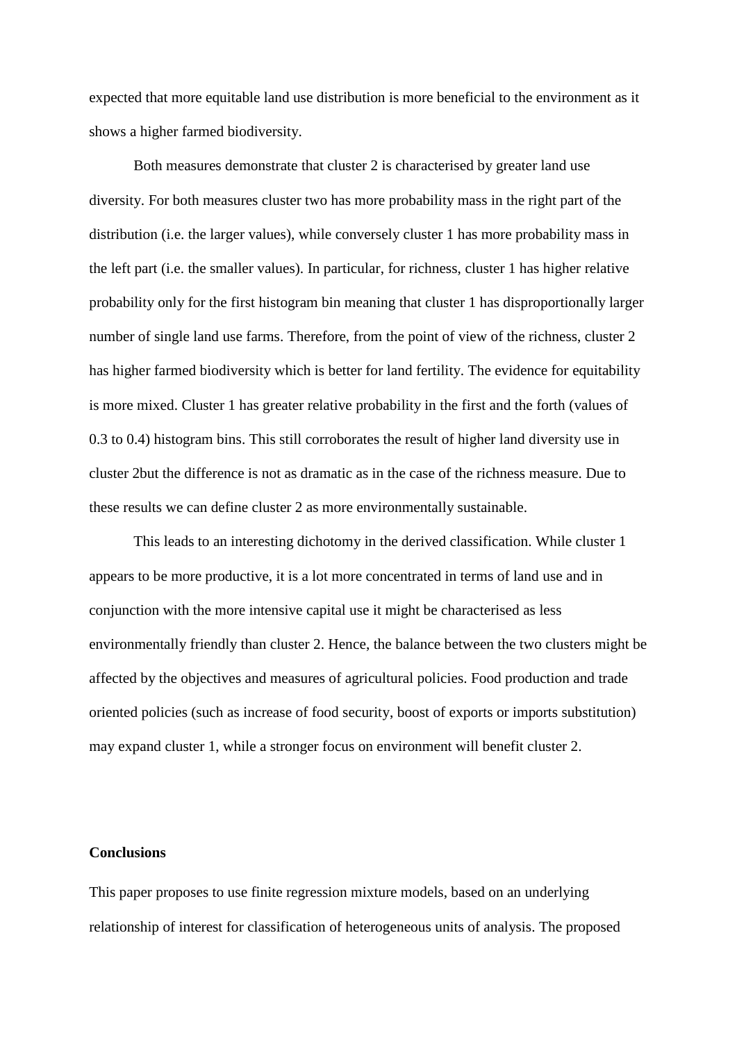expected that more equitable land use distribution is more beneficial to the environment as it shows a higher farmed biodiversity.

Both measures demonstrate that cluster 2 is characterised by greater land use diversity. For both measures cluster two has more probability mass in the right part of the distribution (i.e. the larger values), while conversely cluster 1 has more probability mass in the left part (i.e. the smaller values). In particular, for richness, cluster 1 has higher relative probability only for the first histogram bin meaning that cluster 1 has disproportionally larger number of single land use farms. Therefore, from the point of view of the richness, cluster 2 has higher farmed biodiversity which is better for land fertility. The evidence for equitability is more mixed. Cluster 1 has greater relative probability in the first and the forth (values of 0.3 to 0.4) histogram bins. This still corroborates the result of higher land diversity use in cluster 2but the difference is not as dramatic as in the case of the richness measure. Due to these results we can define cluster 2 as more environmentally sustainable.

This leads to an interesting dichotomy in the derived classification. While cluster 1 appears to be more productive, it is a lot more concentrated in terms of land use and in conjunction with the more intensive capital use it might be characterised as less environmentally friendly than cluster 2. Hence, the balance between the two clusters might be affected by the objectives and measures of agricultural policies. Food production and trade oriented policies (such as increase of food security, boost of exports or imports substitution) may expand cluster 1, while a stronger focus on environment will benefit cluster 2.

**Conclusions**

This paper proposes to use finite regression mixture models, based on an underlying relationship of interest for classification of heterogeneous units of analysis. The proposed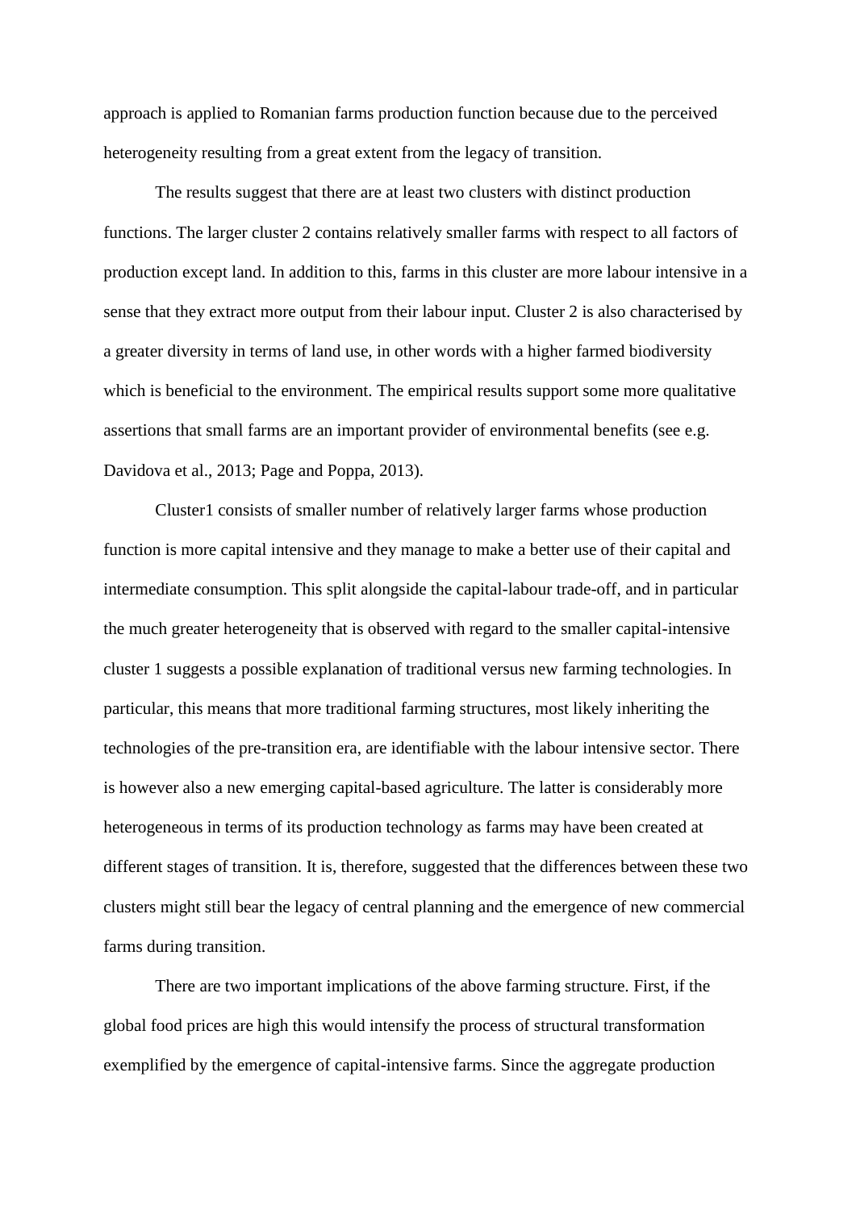approach is applied to Romanian farms production function because due to the perceived heterogeneity resulting from a great extent from the legacy of transition.

The results suggest that there are at least two clusters with distinct production functions. The larger cluster 2 contains relatively smaller farms with respect to all factors of production except land. In addition to this, farms in this cluster are more labour intensive in a sense that they extract more output from their labour input. Cluster 2 is also characterised by a greater diversity in terms of land use, in other words with a higher farmed biodiversity which is beneficial to the environment. The empirical results support some more qualitative assertions that small farms are an important provider of environmental benefits (see e.g. Davidova et al., 2013; Page and Poppa, 2013).

Cluster1 consists of smaller number of relatively larger farms whose production function is more capital intensive and they manage to make a better use of their capital and intermediate consumption. This split alongside the capital-labour trade-off, and in particular the much greater heterogeneity that is observed with regard to the smaller capital-intensive cluster 1 suggests a possible explanation of traditional versus new farming technologies. In particular, this means that more traditional farming structures, most likely inheriting the technologies of the pre-transition era, are identifiable with the labour intensive sector. There is however also a new emerging capital-based agriculture. The latter is considerably more heterogeneous in terms of its production technology as farms may have been created at different stages of transition. It is, therefore, suggested that the differences between these two clusters might still bear the legacy of central planning and the emergence of new commercial farms during transition.

There are two important implications of the above farming structure. First, if the global food prices are high this would intensify the process of structural transformation exemplified by the emergence of capital-intensive farms. Since the aggregate production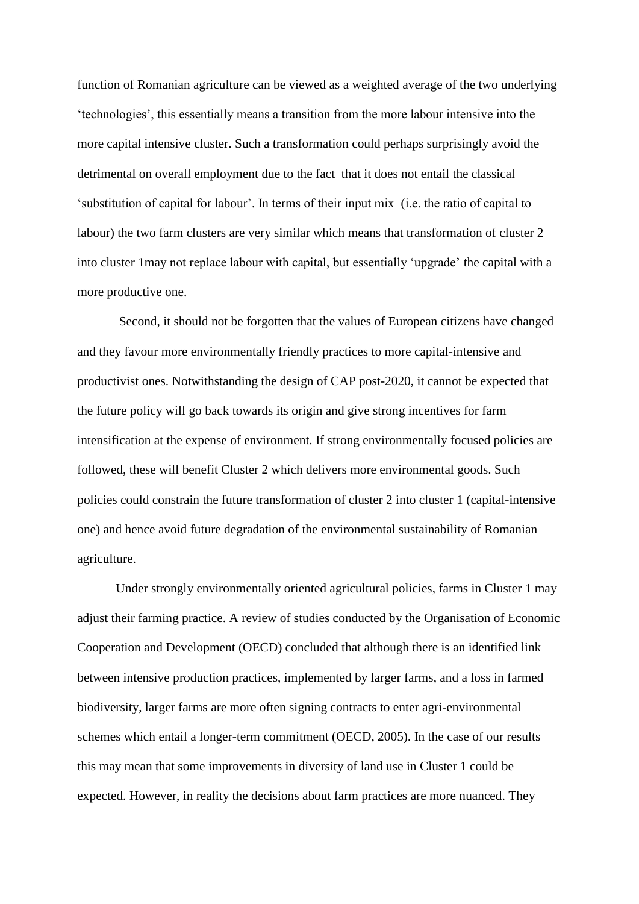function of Romanian agriculture can be viewed as a weighted average of the two underlying 'technologies', this essentially means a transition from the more labour intensive into the more capital intensive cluster. Such a transformation could perhaps surprisingly avoid the detrimental on overall employment due to the fact that it does not entail the classical 'substitution of capital for labour'. In terms of their input mix (i.e. the ratio of capital to labour) the two farm clusters are very similar which means that transformation of cluster 2 into cluster 1may not replace labour with capital, but essentially 'upgrade' the capital with a more productive one.

Second, it should not be forgotten that the values of European citizens have changed and they favour more environmentally friendly practices to more capital-intensive and productivist ones. Notwithstanding the design of CAP post-2020, it cannot be expected that the future policy will go back towards its origin and give strong incentives for farm intensification at the expense of environment. If strong environmentally focused policies are followed, these will benefit Cluster 2 which delivers more environmental goods. Such policies could constrain the future transformation of cluster 2 into cluster 1 (capital-intensive one) and hence avoid future degradation of the environmental sustainability of Romanian agriculture.

Under strongly environmentally oriented agricultural policies, farms in Cluster 1 may adjust their farming practice. A review of studies conducted by the Organisation of Economic Cooperation and Development (OECD) concluded that although there is an identified link between intensive production practices, implemented by larger farms, and a loss in farmed biodiversity, larger farms are more often signing contracts to enter agri-environmental schemes which entail a longer-term commitment (OECD, 2005). In the case of our results this may mean that some improvements in diversity of land use in Cluster 1 could be expected. However, in reality the decisions about farm practices are more nuanced. They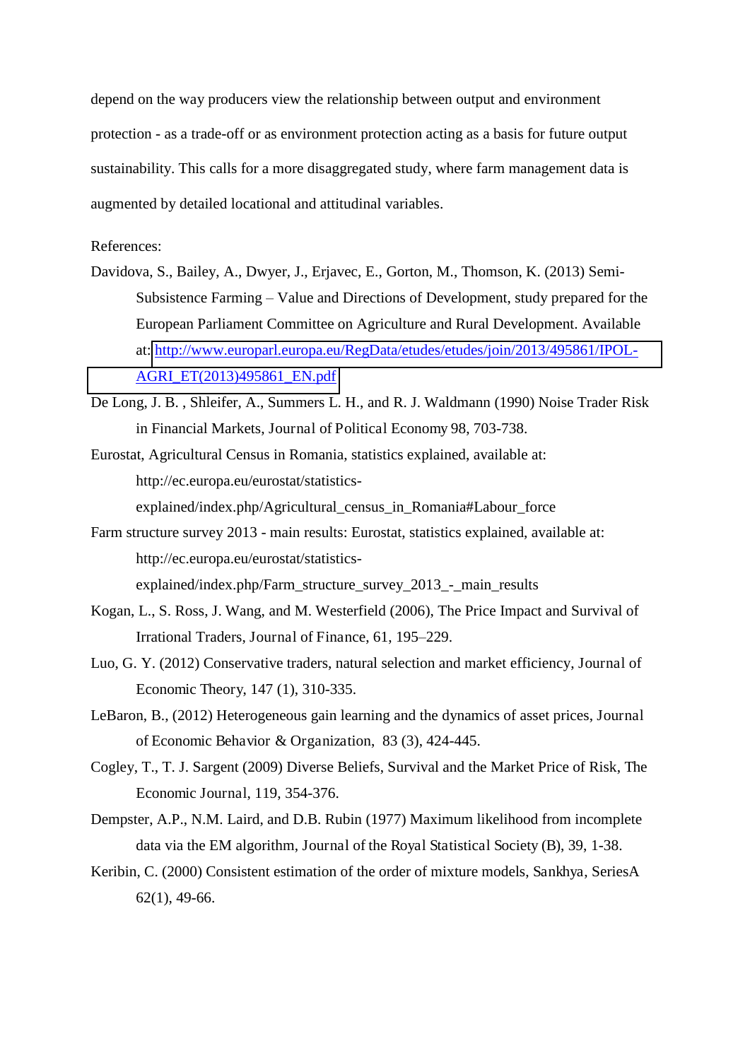depend on the way producers view the relationship between output and environment protection - as a trade-off or as environment protection acting as a basis for future output sustainability. This calls for a more disaggregated study, where farm management data is augmented by detailed locational and attitudinal variables.

References:

Davidova, S., Bailey, A., Dwyer, J., Erjavec, E., Gorton, M., Thomson, K. (2013) Semi-Subsistence Farming – Value and Directions of Development, study prepared for the European Parliament Committee on Agriculture and Rural Development. Available at: http://www.europarl.europa.eu/RegData/etudes/etudes/join/2013/495861/IPOL-AGRI_ET(2013)495861_EN.pdf

De Long, J. B. , Shleifer, A., Summers L. H., and R. J. Waldmann (1990) Noise Trader Risk in Financial Markets, Journal of Political Economy 98, 703-738.

Eurostat, Agricultural Census in Romania, statistics explained, available at: http://ec.europa.eu/eurostat/statistics-explained/index.php/Agricultural_census_in_Romania#Labour_force

Farm structure survey 2013 - main results: Eurostat, statistics explained, available at: http://ec.europa.eu/eurostat/statistics-explained/index.php/Farm_structure_survey_2013_-_main_results

Kogan, L., S. Ross, J. Wang, and M. Westerfield (2006), The Price Impact and Survival of Irrational Traders, Journal of Finance, 61, 195–229.

Luo, G. Y. (2012) Conservative traders, natural selection and market efficiency, Journal of Economic Theory, 147 (1), 310-335.

LeBaron, B., (2012) Heterogeneous gain learning and the dynamics of asset prices, Journal of Economic Behavior & Organization, 83 (3), 424-445.

Cogley, T., T. J. Sargent (2009) Diverse Beliefs, Survival and the Market Price of Risk, The Economic Journal, 119, 354-376.

Dempster, A.P., N.M. Laird, and D.B. Rubin (1977) Maximum likelihood from incomplete data via the EM algorithm, Journal of the Royal Statistical Society (B), 39, 1-38.

Keribin, C. (2000) Consistent estimation of the order of mixture models, Sankhya, SeriesA 62(1), 49-66.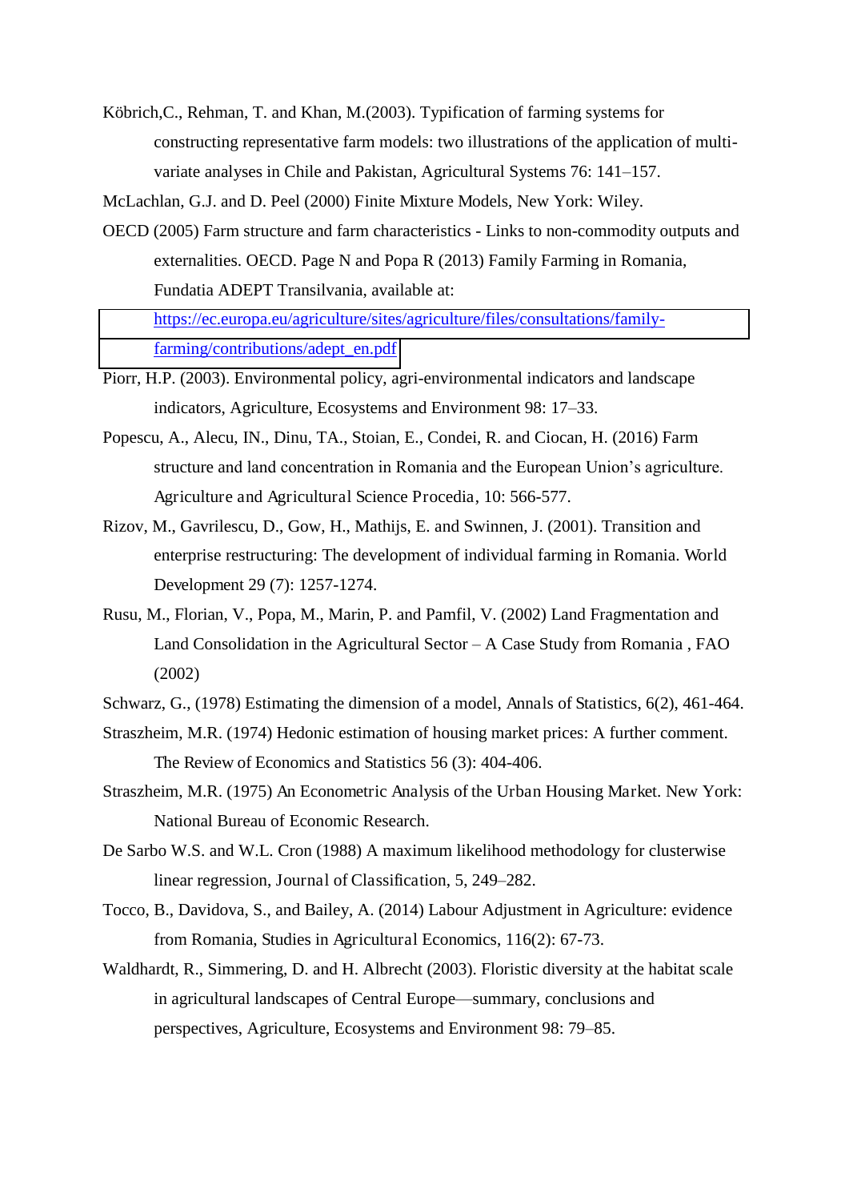Köbrich,C., Rehman, T. and Khan, M.(2003). Typification of farming systems for constructing representative farm models: two illustrations of the application of multi-variate analyses in Chile and Pakistan, Agricultural Systems 76: 141–157.

McLachlan, G.J. and D. Peel (2000) Finite Mixture Models, New York: Wiley.

OECD (2005) Farm structure and farm characteristics - Links to non-commodity outputs and externalities. OECD. Page N and Popa R (2013) Family Farming in Romania, Fundatia ADEPT Transilvania, available at: https://ec.europa.eu/agriculture/sites/agriculture/files/consultations/family-farming/contributions/adept_en.pdf

Piorr, H.P. (2003). Environmental policy, agri-environmental indicators and landscape indicators, Agriculture, Ecosystems and Environment 98: 17–33.

Popescu, A., Alecu, IN., Dinu, TA., Stoian, E., Condei, R. and Ciocan, H. (2016) Farm structure and land concentration in Romania and the European Union's agriculture. Agriculture and Agricultural Science Procedia, 10: 566-577.

Rizov, M., Gavrilescu, D., Gow, H., Mathijs, E. and Swinnen, J. (2001). Transition and enterprise restructuring: The development of individual farming in Romania. World Development 29 (7): 1257-1274.

Rusu, M., Florian, V., Popa, M., Marin, P. and Pamfil, V. (2002) Land Fragmentation and Land Consolidation in the Agricultural Sector – A Case Study from Romania , FAO (2002)

Schwarz, G., (1978) Estimating the dimension of a model, Annals of Statistics, 6(2), 461-464.

Straszheim, M.R. (1974) Hedonic estimation of housing market prices: A further comment. The Review of Economics and Statistics 56 (3): 404-406.

Straszheim, M.R. (1975) An Econometric Analysis of the Urban Housing Market. New York: National Bureau of Economic Research.

De Sarbo W.S. and W.L. Cron (1988) A maximum likelihood methodology for clusterwise linear regression, Journal of Classification, 5, 249–282.

Tocco, B., Davidova, S., and Bailey, A. (2014) Labour Adjustment in Agriculture: evidence from Romania, Studies in Agricultural Economics, 116(2): 67-73.

Waldhardt, R., Simmering, D. and H. Albrecht (2003). Floristic diversity at the habitat scale in agricultural landscapes of Central Europe—summary, conclusions and perspectives, Agriculture, Ecosystems and Environment 98: 79–85.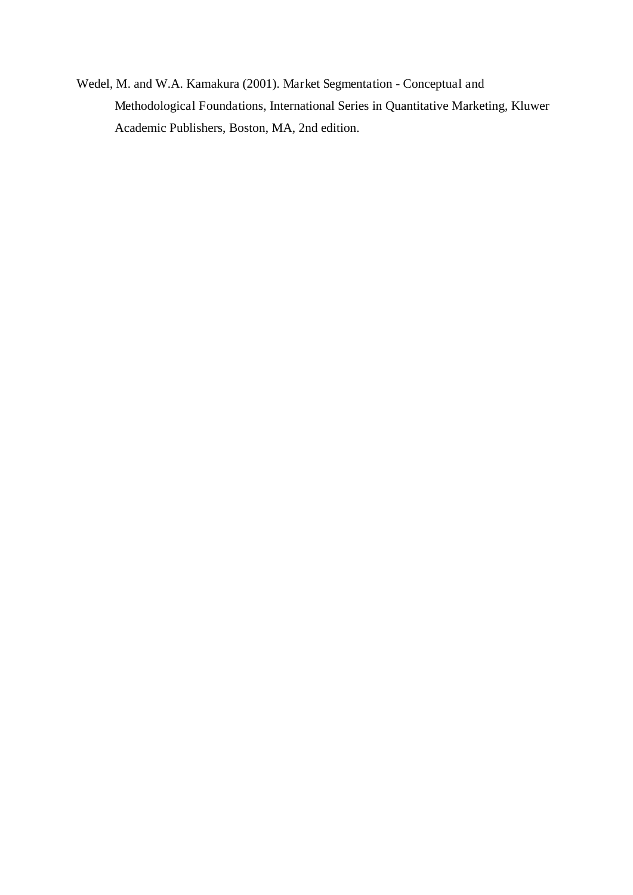Wedel, M. and W.A. Kamakura (2001). Market Segmentation - Conceptual and Methodological Foundations, International Series in Quantitative Marketing, Kluwer Academic Publishers, Boston, MA, 2nd edition.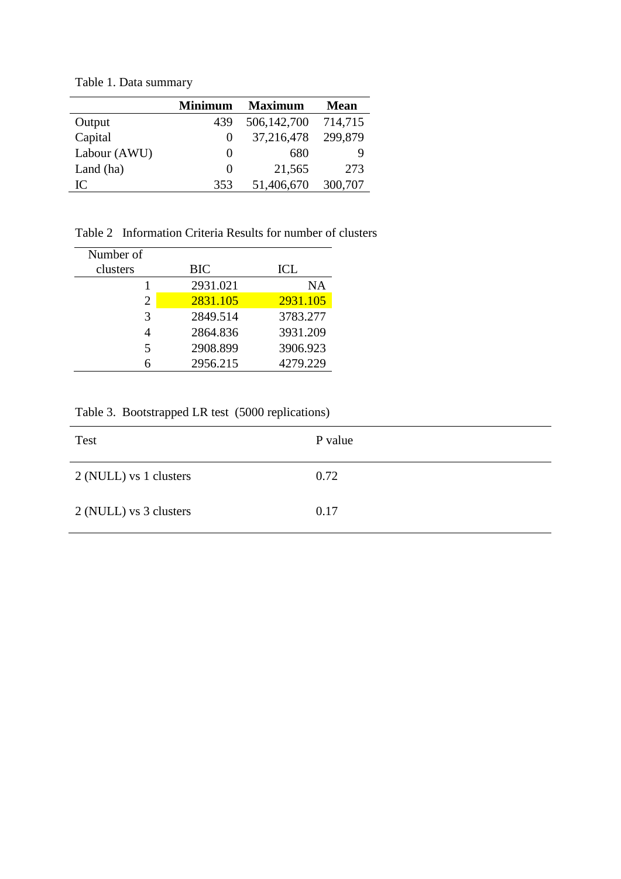Table 1. Data summary

| | Minimum | Maximum | Mean |
|---|---|---|---|
| Output | 439 | 506,142,700 | 714,715 |
| Capital | 0 | 37,216,478 | 299,879 |
| Labour (AWU) | 0 | 680 | 9 |
| Land (ha) | 0 | 21,565 | 273 |
| IC | 353 | 51,406,670 | 300,707 |

Table 2 Information Criteria Results for number of clusters

| Number of clusters | BIC | ICL |
|---|---|---|
| 1 | 2931.021 | NA |
| 2 | 2831.105 | 2931.105 |
| 3 | 2849.514 | 3783.277 |
| 4 | 2864.836 | 3931.209 |
| 5 | 2908.899 | 3906.923 |
| 6 | 2956.215 | 4279.229 |

Table 3. Bootstrapped LR test (5000 replications)

| Test | P value |
|---|---|
| 2 (NULL) vs 1 clusters | 0.72 |
| 2 (NULL) vs 3 clusters | 0.17 |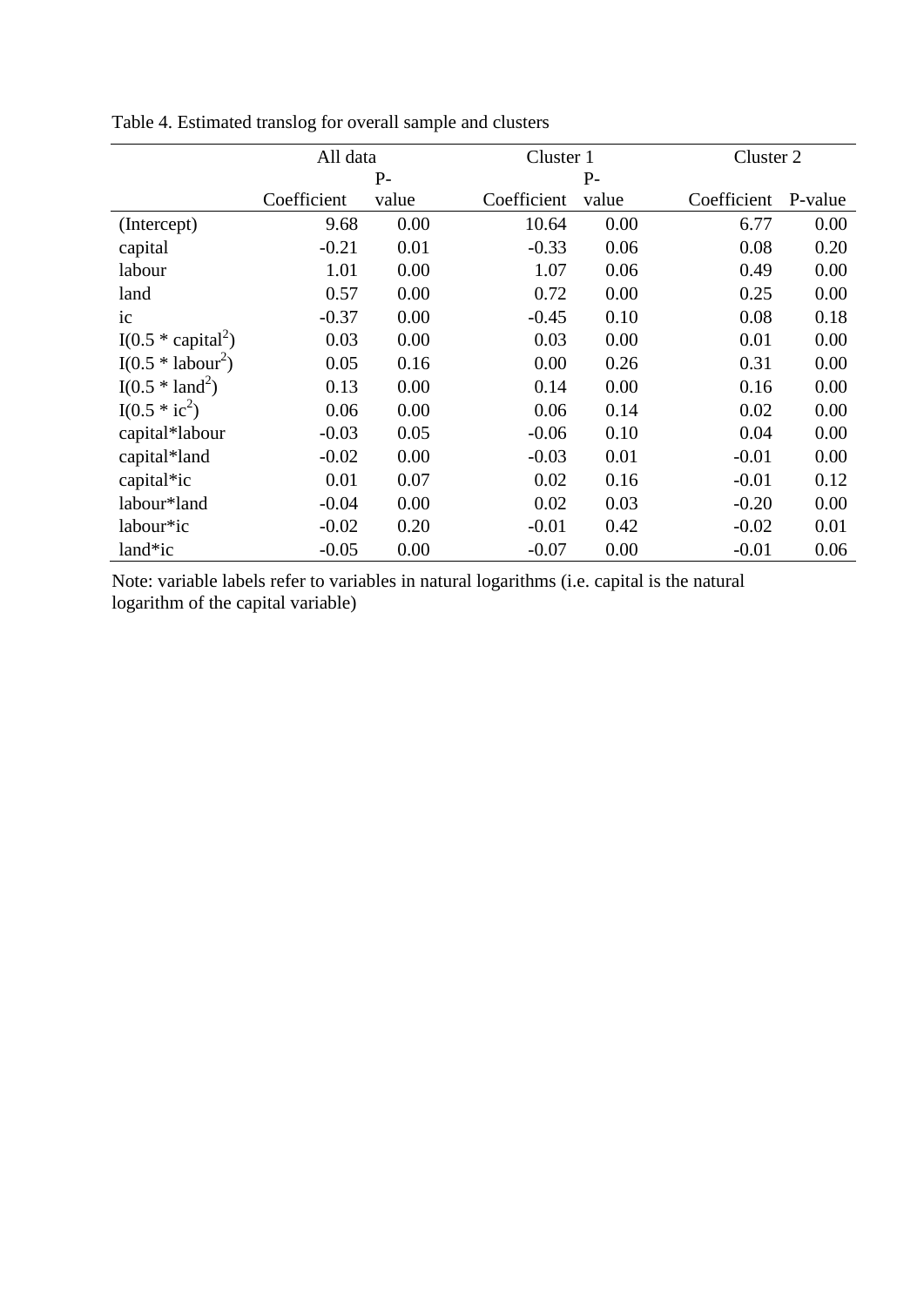Table 4. Estimated translog for overall sample and clusters

| | All data | | Cluster 1 | | Cluster 2 | |
|---|---|---|---|---|---|---|
| | Coefficient | P-value | Coefficient | P-value | Coefficient | P-value |
| (Intercept) | 9.68 | 0.00 | 10.64 | 0.00 | 6.77 | 0.00 |
| capital | -0.21 | 0.01 | -0.33 | 0.06 | 0.08 | 0.20 |
| labour | 1.01 | 0.00 | 1.07 | 0.06 | 0.49 | 0.00 |
| land | 0.57 | 0.00 | 0.72 | 0.00 | 0.25 | 0.00 |
| ic | -0.37 | 0.00 | -0.45 | 0.10 | 0.08 | 0.18 |
| I(0.5 * capital$^2$) | 0.03 | 0.00 | 0.03 | 0.00 | 0.01 | 0.00 |
| I(0.5 * labour$^2$) | 0.05 | 0.16 | 0.00 | 0.26 | 0.31 | 0.00 |
| I(0.5 * land$^2$) | 0.13 | 0.00 | 0.14 | 0.00 | 0.16 | 0.00 |
| I(0.5 * ic$^2$) | 0.06 | 0.00 | 0.06 | 0.14 | 0.02 | 0.00 |
| capital*labour | -0.03 | 0.05 | -0.06 | 0.10 | 0.04 | 0.00 |
| capital*land | -0.02 | 0.00 | -0.03 | 0.01 | -0.01 | 0.00 |
| capital*ic | 0.01 | 0.07 | 0.02 | 0.16 | -0.01 | 0.12 |
| labour*land | -0.04 | 0.00 | 0.02 | 0.03 | -0.20 | 0.00 |
| labour*ic | -0.02 | 0.20 | -0.01 | 0.42 | -0.02 | 0.01 |
| land*ic | -0.05 | 0.00 | -0.07 | 0.00 | -0.01 | 0.06 |

Note: variable labels refer to variables in natural logarithms (i.e. capital is the natural logarithm of the capital variable)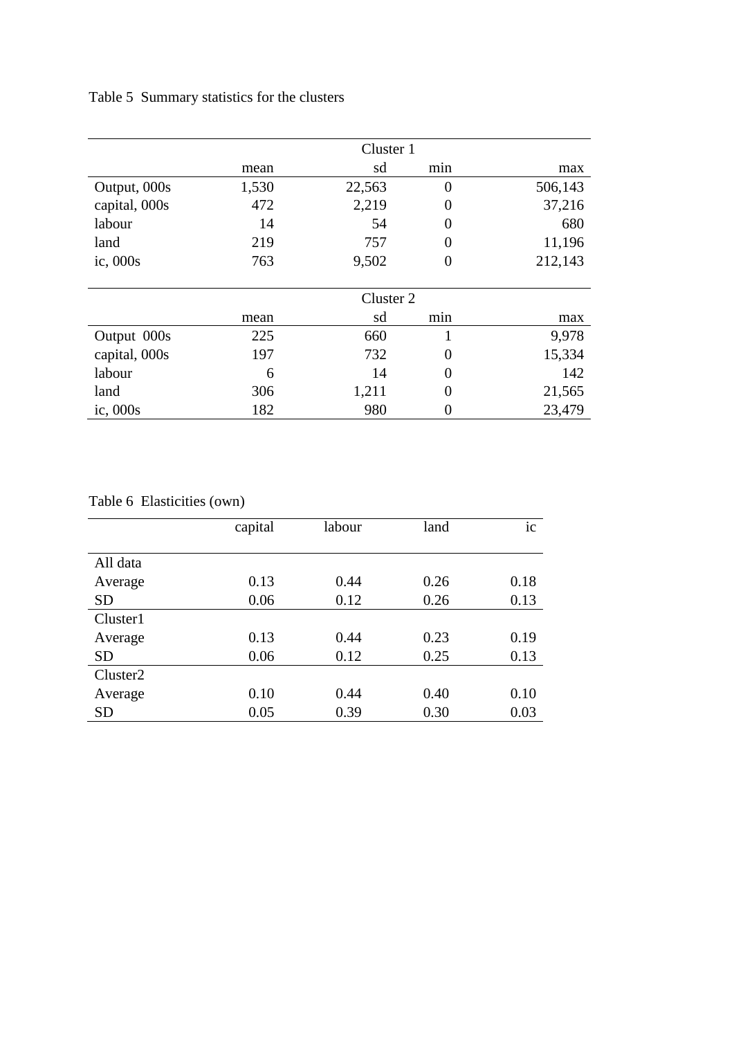Table 5 Summary statistics for the clusters

| | Cluster 1 | | | |
|---|---|---|---|---|
| | mean | sd | min | max |
| Output, 000s | 1,530 | 22,563 | 0 | 506,143 |
| capital, 000s | 472 | 2,219 | 0 | 37,216 |
| labour | 14 | 54 | 0 | 680 |
| land | 219 | 757 | 0 | 11,196 |
| ic, 000s | 763 | 9,502 | 0 | 212,143 |
| | **Cluster 2** | | | |
| | mean | sd | min | max |
| Output 000s | 225 | 660 | 1 | 9,978 |
| capital, 000s | 197 | 732 | 0 | 15,334 |
| labour | 6 | 14 | 0 | 142 |
| land | 306 | 1,211 | 0 | 21,565 |
| ic, 000s | 182 | 980 | 0 | 23,479 |

Table 6 Elasticities (own)

| | capital | labour | land | ic |
|---|---|---|---|---|
| All data | | | | |
| Average | 0.13 | 0.44 | 0.26 | 0.18 |
| SD | 0.06 | 0.12 | 0.26 | 0.13 |
| Cluster1 | | | | |
| Average | 0.13 | 0.44 | 0.23 | 0.19 |
| SD | 0.06 | 0.12 | 0.25 | 0.13 |
| Cluster2 | | | | |
| Average | 0.10 | 0.44 | 0.40 | 0.10 |
| SD | 0.05 | 0.39 | 0.30 | 0.03 |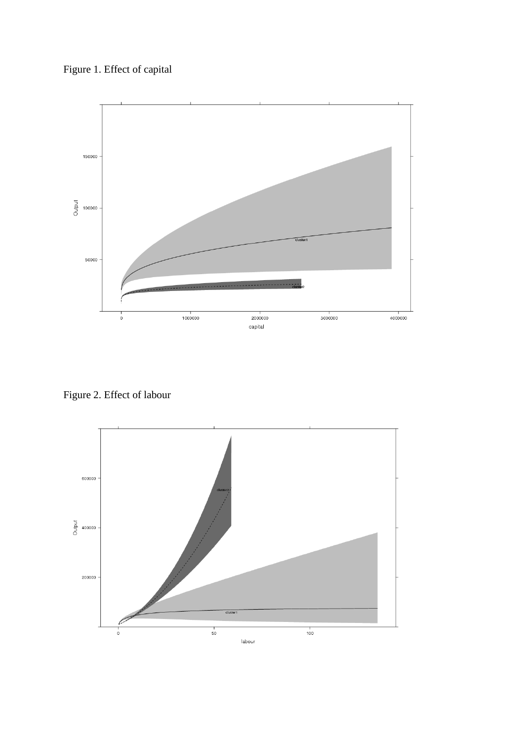Figure 1. Effect of capital

Figure 2. Effect of labour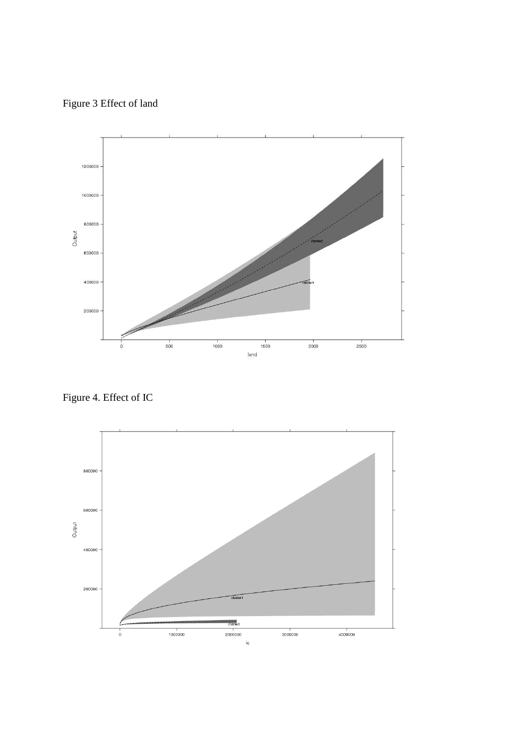Figure 3 Effect of land

Figure 4. Effect of IC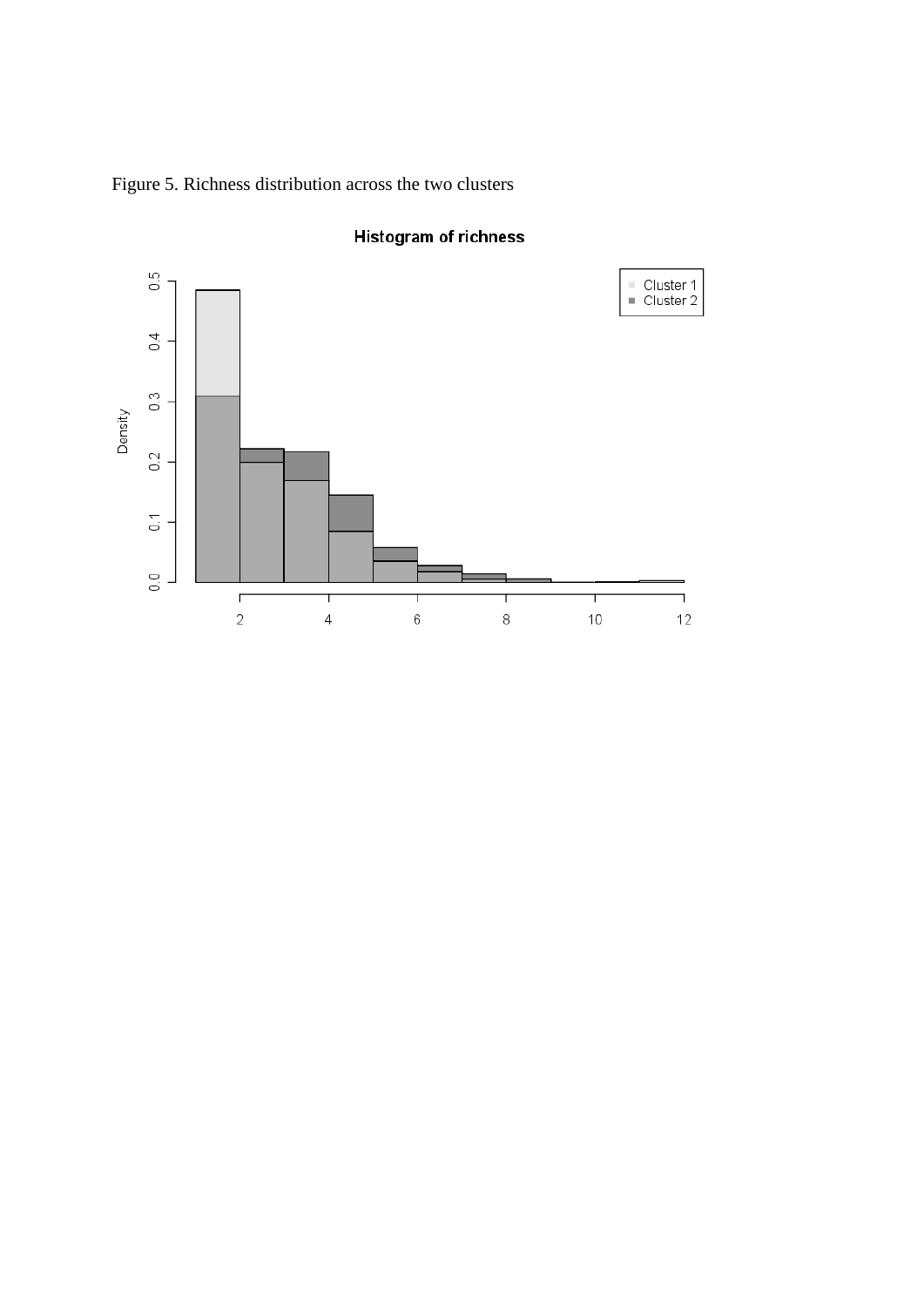Figure 5. Richness distribution across the two clusters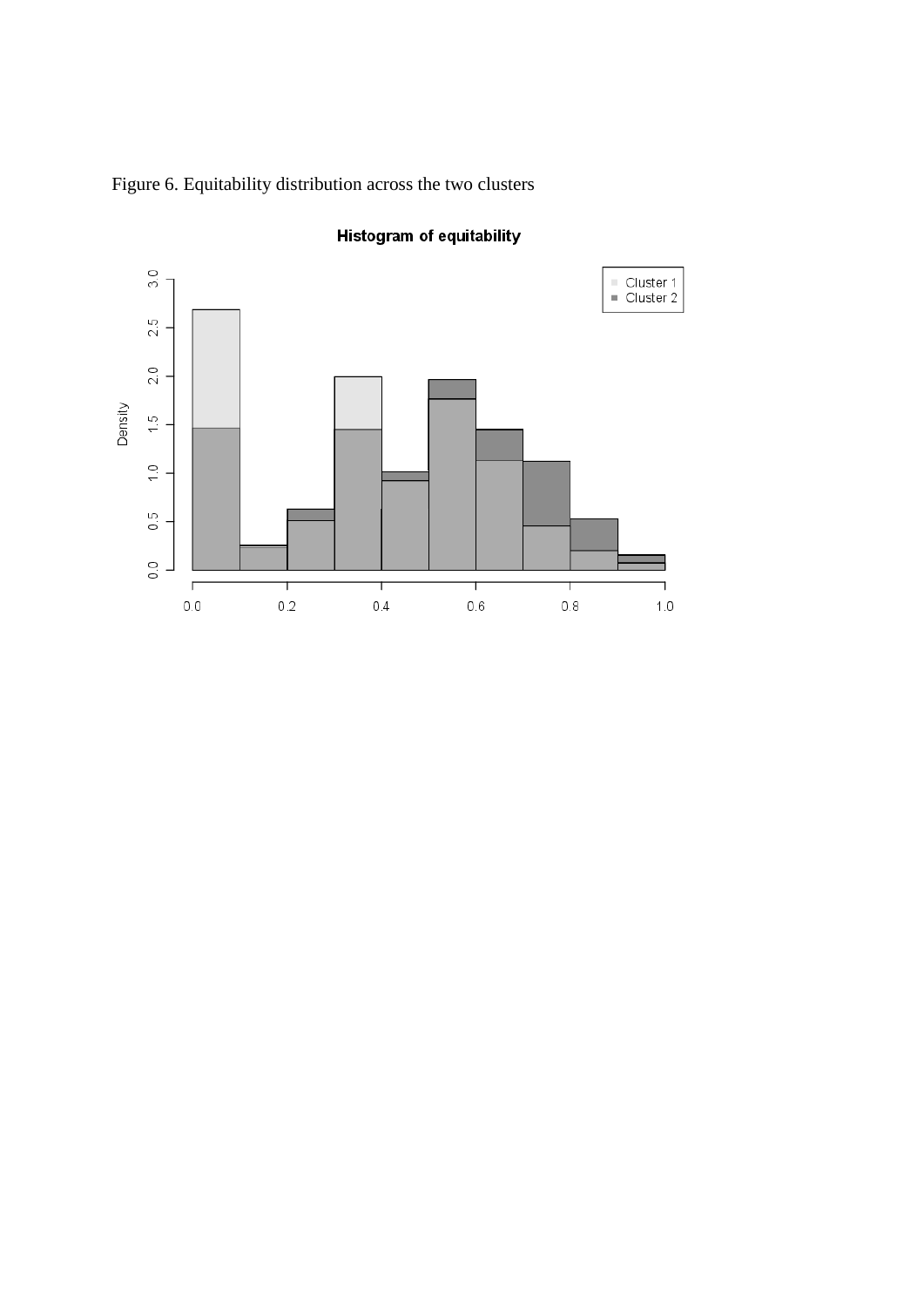Figure 6. Equitability distribution across the two clusters

Histogram of equitability

Cluster 1
Cluster 2

Density

3.0
2.5
2.0
1.5
1.0
0.5
0.0

0.0
0.2
0.4
0.6
0.8
1.0